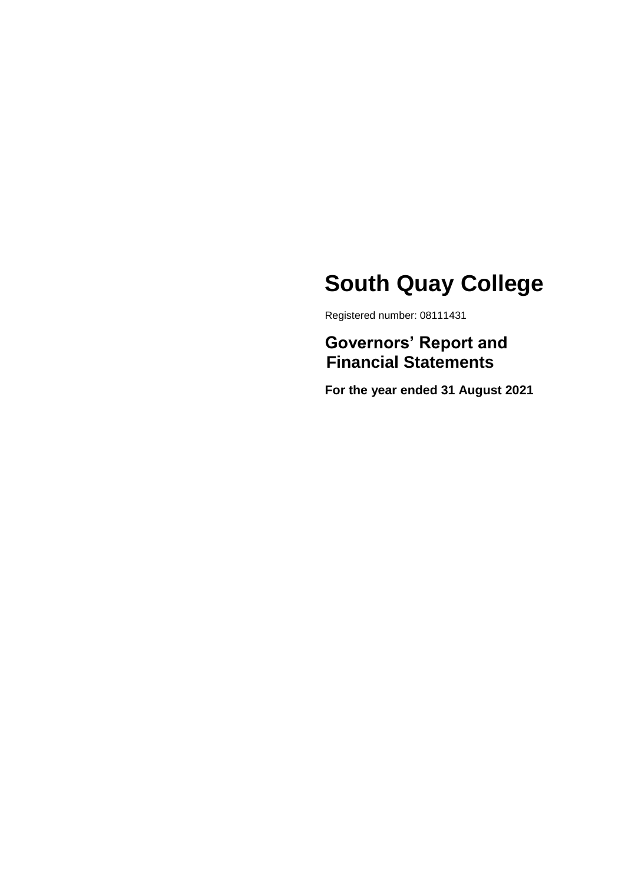# South Quay College

Registered number: 08111431

## Governors' Report and Financial Statements

**For the year ended 31 August 2021**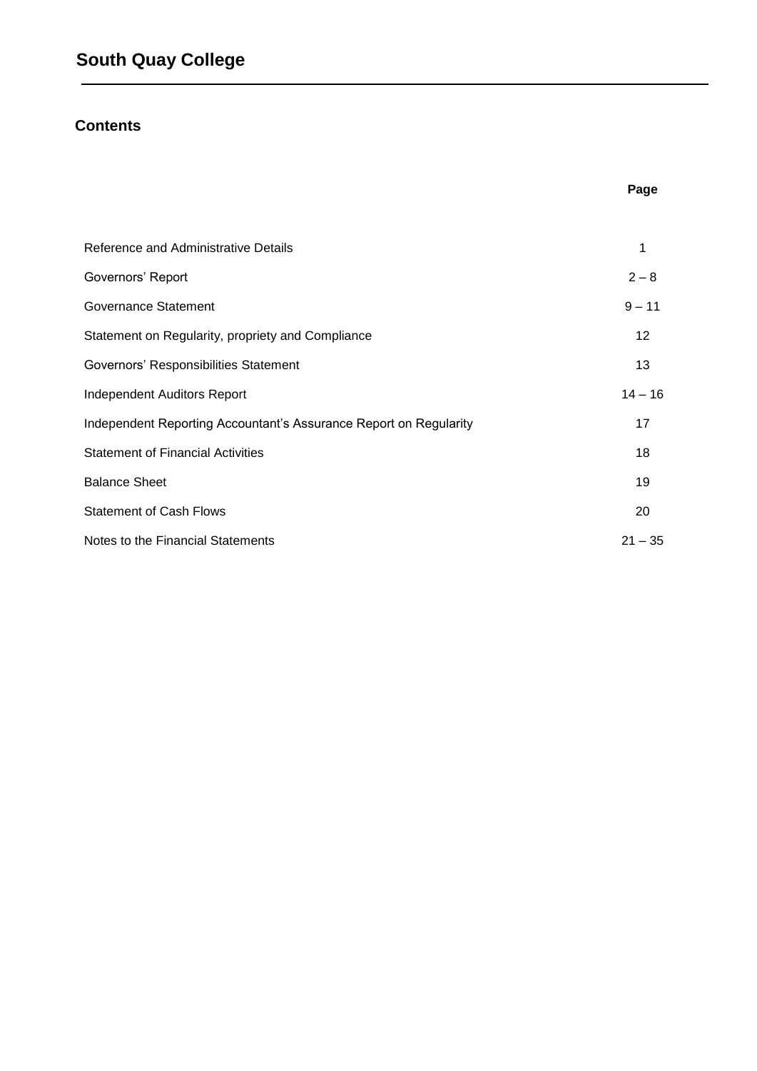# South Quay College

## Contents

| | Page |
|---|---|
| Reference and Administrative Details | 1 |
| Governors' Report | 2 – 8 |
| Governance Statement | 9 – 11 |
| Statement on Regularity, propriety and Compliance | 12 |
| Governors' Responsibilities Statement | 13 |
| Independent Auditors Report | 14 – 16 |
| Independent Reporting Accountant's Assurance Report on Regularity | 17 |
| Statement of Financial Activities | 18 |
| Balance Sheet | 19 |
| Statement of Cash Flows | 20 |
| Notes to the Financial Statements | 21 – 35 |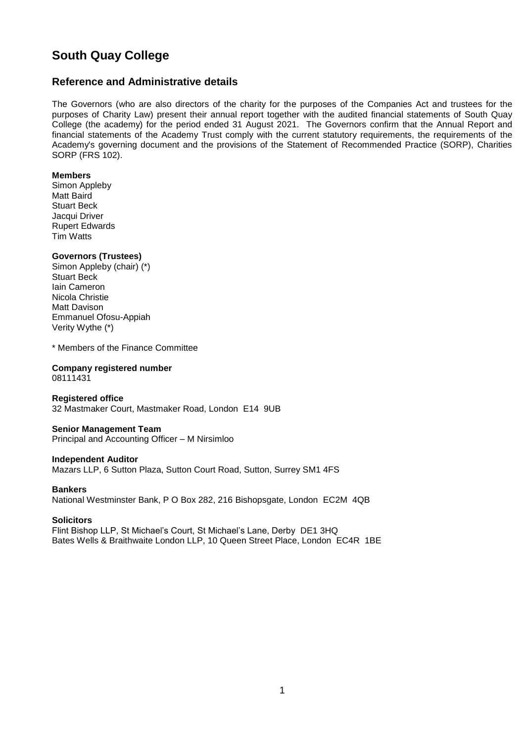# South Quay College

## Reference and Administrative details

The Governors (who are also directors of the charity for the purposes of the Companies Act and trustees for the purposes of Charity Law) present their annual report together with the audited financial statements of South Quay College (the academy) for the period ended 31 August 2021. The Governors confirm that the Annual Report and financial statements of the Academy Trust comply with the current statutory requirements, the requirements of the Academy's governing document and the provisions of the Statement of Recommended Practice (SORP), Charities SORP (FRS 102).

**Members**

Simon Appleby
Matt Baird
Stuart Beck
Jacqui Driver
Rupert Edwards
Tim Watts

**Governors (Trustees)**

Simon Appleby (chair) (*)
Stuart Beck
Iain Cameron
Nicola Christie
Matt Davison
Emmanuel Ofosu-Appiah
Verity Wythe (*)

* Members of the Finance Committee

**Company registered number**
08111431

**Registered office**
32 Mastmaker Court, Mastmaker Road, London E14 9UB

**Senior Management Team**
Principal and Accounting Officer – M Nirsimloo

**Independent Auditor**
Mazars LLP, 6 Sutton Plaza, Sutton Court Road, Sutton, Surrey SM1 4FS

**Bankers**
National Westminster Bank, P O Box 282, 216 Bishopsgate, London EC2M 4QB

**Solicitors**
Flint Bishop LLP, St Michael's Court, St Michael's Lane, Derby DE1 3HQ
Bates Wells & Braithwaite London LLP, 10 Queen Street Place, London EC4R 1BE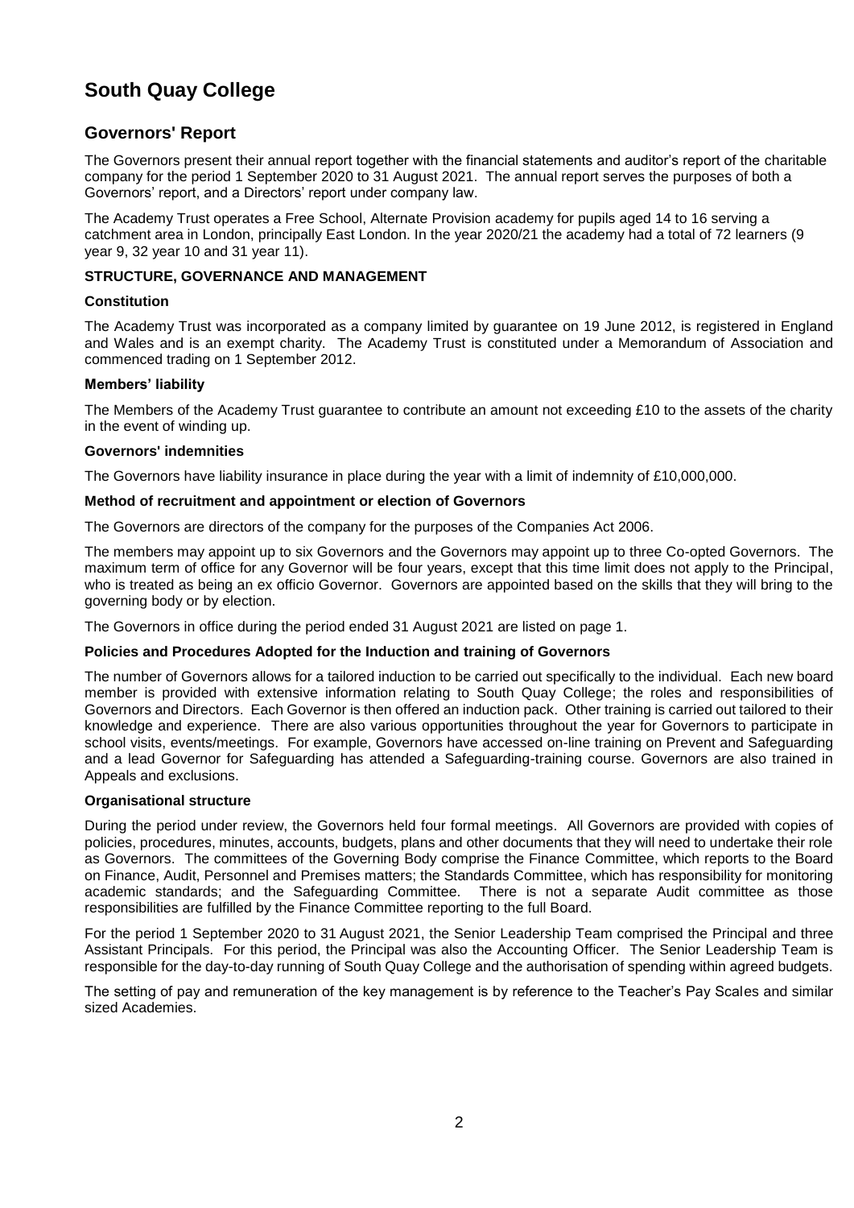# South Quay College

## Governors' Report

The Governors present their annual report together with the financial statements and auditor's report of the charitable company for the period 1 September 2020 to 31 August 2021. The annual report serves the purposes of both a Governors' report, and a Directors' report under company law.

The Academy Trust operates a Free School, Alternate Provision academy for pupils aged 14 to 16 serving a catchment area in London, principally East London. In the year 2020/21 the academy had a total of 72 learners (9 year 9, 32 year 10 and 31 year 11).

### STRUCTURE, GOVERNANCE AND MANAGEMENT

#### Constitution

The Academy Trust was incorporated as a company limited by guarantee on 19 June 2012, is registered in England and Wales and is an exempt charity. The Academy Trust is constituted under a Memorandum of Association and commenced trading on 1 September 2012.

#### Members' liability

The Members of the Academy Trust guarantee to contribute an amount not exceeding £10 to the assets of the charity in the event of winding up.

#### Governors' indemnities

The Governors have liability insurance in place during the year with a limit of indemnity of £10,000,000.

#### Method of recruitment and appointment or election of Governors

The Governors are directors of the company for the purposes of the Companies Act 2006.

The members may appoint up to six Governors and the Governors may appoint up to three Co-opted Governors. The maximum term of office for any Governor will be four years, except that this time limit does not apply to the Principal, who is treated as being an ex officio Governor. Governors are appointed based on the skills that they will bring to the governing body or by election.

The Governors in office during the period ended 31 August 2021 are listed on page 1.

#### Policies and Procedures Adopted for the Induction and training of Governors

The number of Governors allows for a tailored induction to be carried out specifically to the individual. Each new board member is provided with extensive information relating to South Quay College; the roles and responsibilities of Governors and Directors. Each Governor is then offered an induction pack. Other training is carried out tailored to their knowledge and experience. There are also various opportunities throughout the year for Governors to participate in school visits, events/meetings. For example, Governors have accessed on-line training on Prevent and Safeguarding and a lead Governor for Safeguarding has attended a Safeguarding-training course. Governors are also trained in Appeals and exclusions.

#### Organisational structure

During the period under review, the Governors held four formal meetings. All Governors are provided with copies of policies, procedures, minutes, accounts, budgets, plans and other documents that they will need to undertake their role as Governors. The committees of the Governing Body comprise the Finance Committee, which reports to the Board on Finance, Audit, Personnel and Premises matters; the Standards Committee, which has responsibility for monitoring academic standards; and the Safeguarding Committee. There is not a separate Audit committee as those responsibilities are fulfilled by the Finance Committee reporting to the full Board.

For the period 1 September 2020 to 31 August 2021, the Senior Leadership Team comprised the Principal and three Assistant Principals. For this period, the Principal was also the Accounting Officer. The Senior Leadership Team is responsible for the day-to-day running of South Quay College and the authorisation of spending within agreed budgets.

The setting of pay and remuneration of the key management is by reference to the Teacher's Pay Scales and similar sized Academies.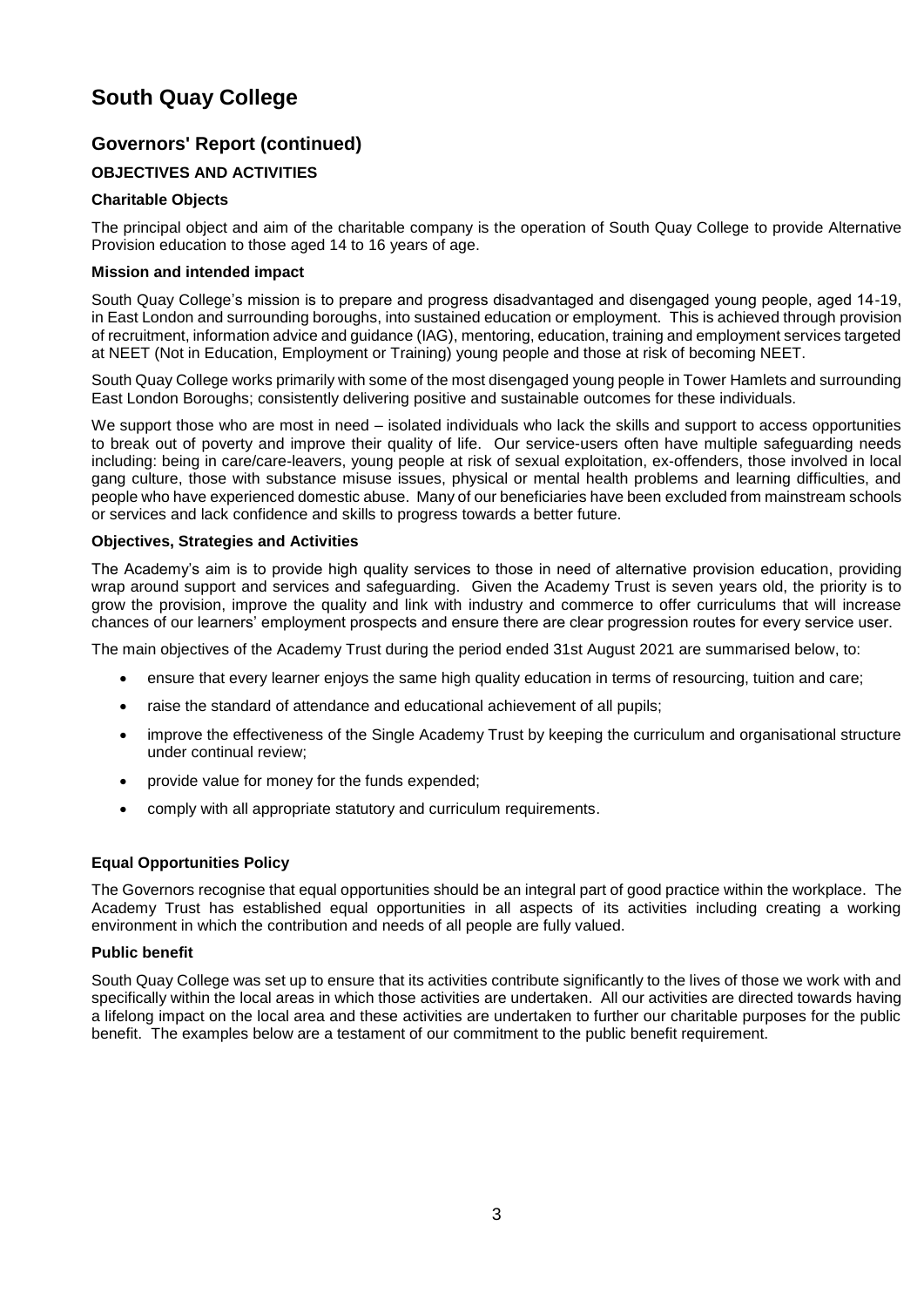# South Quay College

## Governors' Report (continued)

### OBJECTIVES AND ACTIVITIES

#### Charitable Objects

The principal object and aim of the charitable company is the operation of South Quay College to provide Alternative Provision education to those aged 14 to 16 years of age.

#### Mission and intended impact

South Quay College's mission is to prepare and progress disadvantaged and disengaged young people, aged 14-19, in East London and surrounding boroughs, into sustained education or employment. This is achieved through provision of recruitment, information advice and guidance (IAG), mentoring, education, training and employment services targeted at NEET (Not in Education, Employment or Training) young people and those at risk of becoming NEET.

South Quay College works primarily with some of the most disengaged young people in Tower Hamlets and surrounding East London Boroughs; consistently delivering positive and sustainable outcomes for these individuals.

We support those who are most in need – isolated individuals who lack the skills and support to access opportunities to break out of poverty and improve their quality of life. Our service-users often have multiple safeguarding needs including: being in care/care-leavers, young people at risk of sexual exploitation, ex-offenders, those involved in local gang culture, those with substance misuse issues, physical or mental health problems and learning difficulties, and people who have experienced domestic abuse. Many of our beneficiaries have been excluded from mainstream schools or services and lack confidence and skills to progress towards a better future.

#### Objectives, Strategies and Activities

The Academy's aim is to provide high quality services to those in need of alternative provision education, providing wrap around support and services and safeguarding. Given the Academy Trust is seven years old, the priority is to grow the provision, improve the quality and link with industry and commerce to offer curriculums that will increase chances of our learners' employment prospects and ensure there are clear progression routes for every service user.

The main objectives of the Academy Trust during the period ended 31st August 2021 are summarised below, to:

- ensure that every learner enjoys the same high quality education in terms of resourcing, tuition and care;
- raise the standard of attendance and educational achievement of all pupils;
- improve the effectiveness of the Single Academy Trust by keeping the curriculum and organisational structure under continual review;
- provide value for money for the funds expended;
- comply with all appropriate statutory and curriculum requirements.

#### Equal Opportunities Policy

The Governors recognise that equal opportunities should be an integral part of good practice within the workplace. The Academy Trust has established equal opportunities in all aspects of its activities including creating a working environment in which the contribution and needs of all people are fully valued.

#### Public benefit

South Quay College was set up to ensure that its activities contribute significantly to the lives of those we work with and specifically within the local areas in which those activities are undertaken. All our activities are directed towards having a lifelong impact on the local area and these activities are undertaken to further our charitable purposes for the public benefit. The examples below are a testament of our commitment to the public benefit requirement.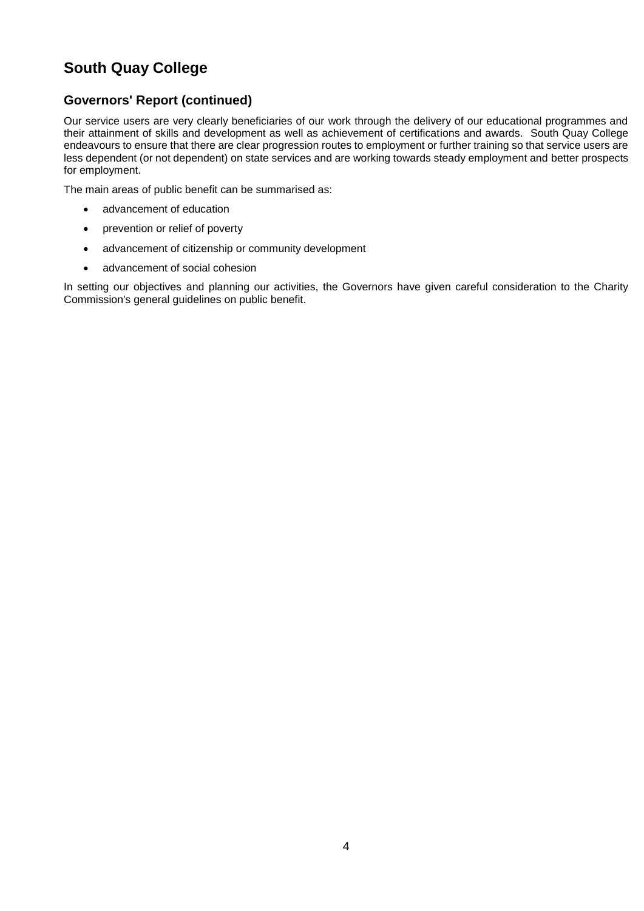# South Quay College

## Governors' Report (continued)

Our service users are very clearly beneficiaries of our work through the delivery of our educational programmes and their attainment of skills and development as well as achievement of certifications and awards. South Quay College endeavours to ensure that there are clear progression routes to employment or further training so that service users are less dependent (or not dependent) on state services and are working towards steady employment and better prospects for employment.

The main areas of public benefit can be summarised as:

- advancement of education
- prevention or relief of poverty
- advancement of citizenship or community development
- advancement of social cohesion

In setting our objectives and planning our activities, the Governors have given careful consideration to the Charity Commission's general guidelines on public benefit.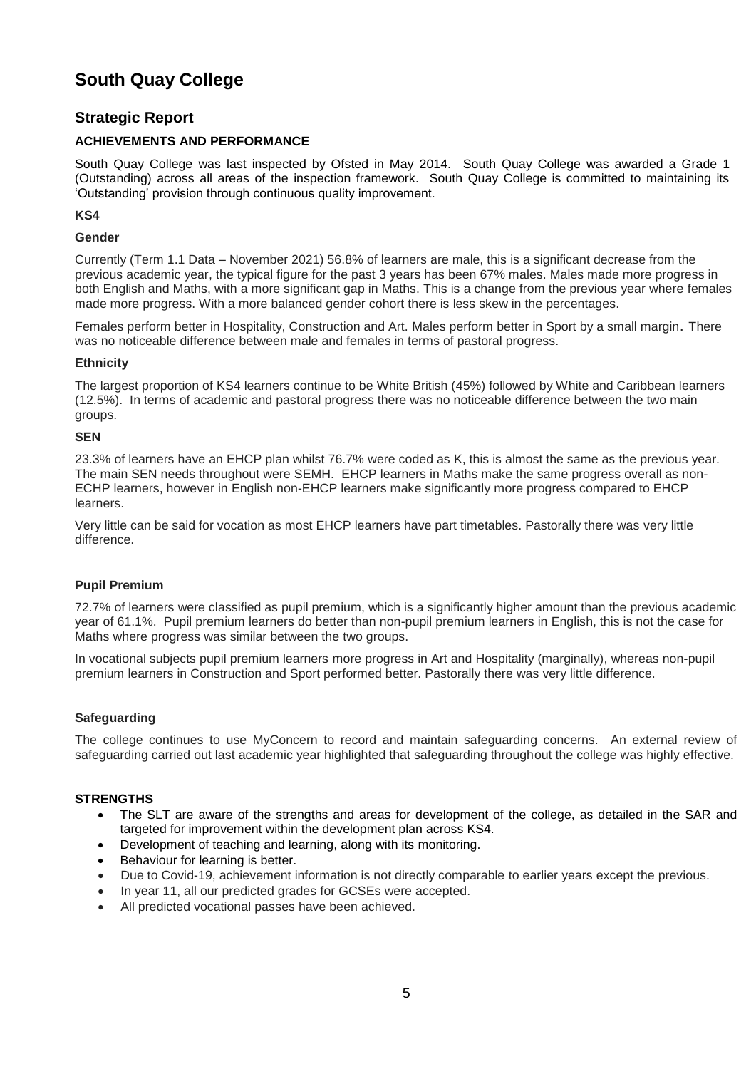# South Quay College

## Strategic Report

### ACHIEVEMENTS AND PERFORMANCE

South Quay College was last inspected by Ofsted in May 2014. South Quay College was awarded a Grade 1 (Outstanding) across all areas of the inspection framework. South Quay College is committed to maintaining its 'Outstanding' provision through continuous quality improvement.

**KS4**

**Gender**

Currently (Term 1.1 Data – November 2021) 56.8% of learners are male, this is a significant decrease from the previous academic year, the typical figure for the past 3 years has been 67% males. Males made more progress in both English and Maths, with a more significant gap in Maths. This is a change from the previous year where females made more progress. With a more balanced gender cohort there is less skew in the percentages.

Females perform better in Hospitality, Construction and Art. Males perform better in Sport by a small margin. There was no noticeable difference between male and females in terms of pastoral progress.

**Ethnicity**

The largest proportion of KS4 learners continue to be White British (45%) followed by White and Caribbean learners (12.5%). In terms of academic and pastoral progress there was no noticeable difference between the two main groups.

**SEN**

23.3% of learners have an EHCP plan whilst 76.7% were coded as K, this is almost the same as the previous year. The main SEN needs throughout were SEMH. EHCP learners in Maths make the same progress overall as non-ECHP learners, however in English non-EHCP learners make significantly more progress compared to EHCP learners.

Very little can be said for vocation as most EHCP learners have part timetables. Pastorally there was very little difference.

**Pupil Premium**

72.7% of learners were classified as pupil premium, which is a significantly higher amount than the previous academic year of 61.1%. Pupil premium learners do better than non-pupil premium learners in English, this is not the case for Maths where progress was similar between the two groups.

In vocational subjects pupil premium learners more progress in Art and Hospitality (marginally), whereas non-pupil premium learners in Construction and Sport performed better. Pastorally there was very little difference.

**Safeguarding**

The college continues to use MyConcern to record and maintain safeguarding concerns. An external review of safeguarding carried out last academic year highlighted that safeguarding throughout the college was highly effective.

**STRENGTHS**

- The SLT are aware of the strengths and areas for development of the college, as detailed in the SAR and targeted for improvement within the development plan across KS4.
- Development of teaching and learning, along with its monitoring.
- Behaviour for learning is better.
- Due to Covid-19, achievement information is not directly comparable to earlier years except the previous.
- In year 11, all our predicted grades for GCSEs were accepted.
- All predicted vocational passes have been achieved.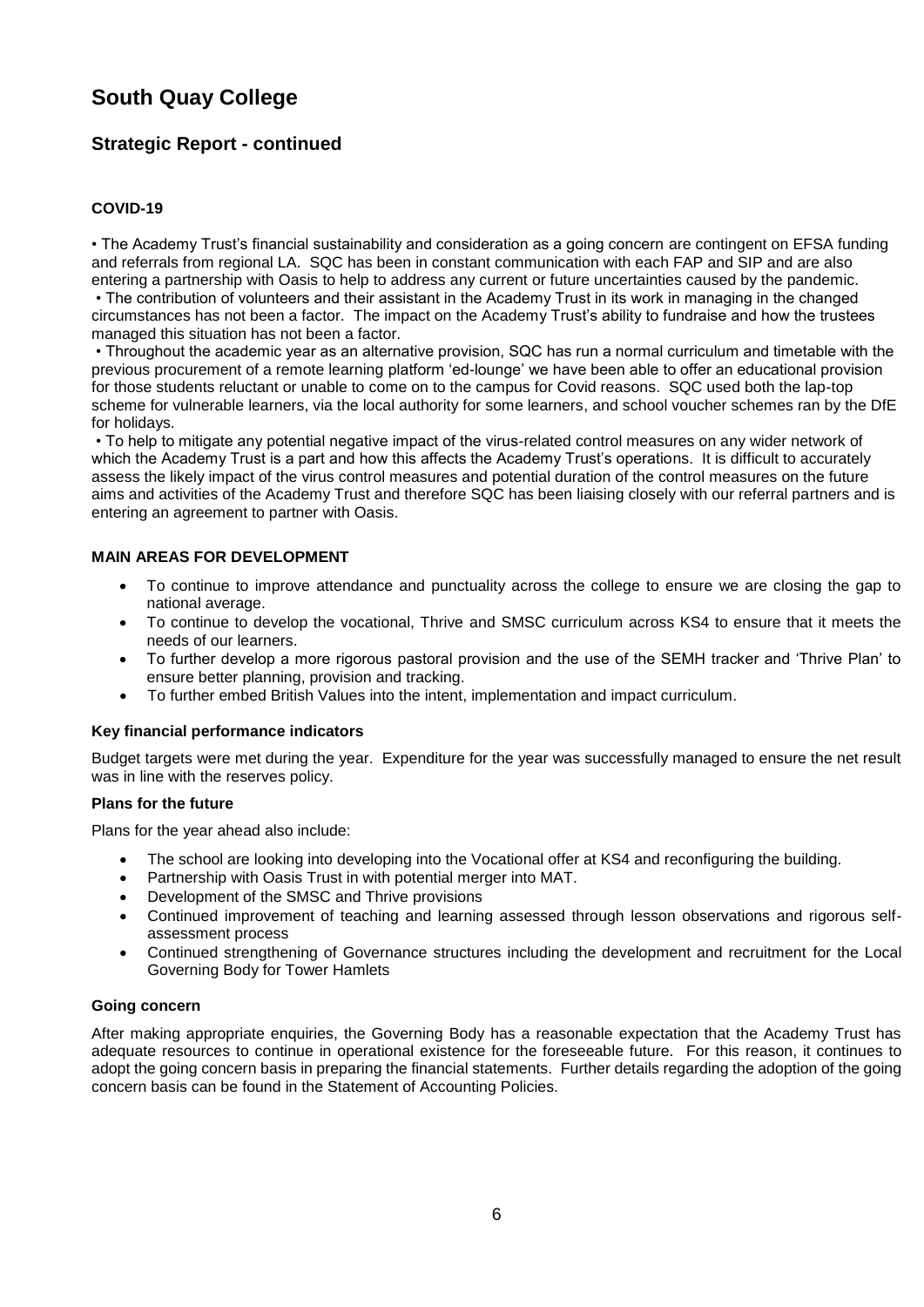# South Quay College

## Strategic Report - continued

### COVID-19

• The Academy Trust's financial sustainability and consideration as a going concern are contingent on EFSA funding and referrals from regional LA. SQC has been in constant communication with each FAP and SIP and are also entering a partnership with Oasis to help to address any current or future uncertainties caused by the pandemic.
• The contribution of volunteers and their assistant in the Academy Trust in its work in managing in the changed circumstances has not been a factor. The impact on the Academy Trust's ability to fundraise and how the trustees managed this situation has not been a factor.
• Throughout the academic year as an alternative provision, SQC has run a normal curriculum and timetable with the previous procurement of a remote learning platform 'ed-lounge' we have been able to offer an educational provision for those students reluctant or unable to come on to the campus for Covid reasons. SQC used both the lap-top scheme for vulnerable learners, via the local authority for some learners, and school voucher schemes ran by the DfE for holidays.
• To help to mitigate any potential negative impact of the virus-related control measures on any wider network of which the Academy Trust is a part and how this affects the Academy Trust's operations. It is difficult to accurately assess the likely impact of the virus control measures and potential duration of the control measures on the future aims and activities of the Academy Trust and therefore SQC has been liaising closely with our referral partners and is entering an agreement to partner with Oasis.

### MAIN AREAS FOR DEVELOPMENT

- To continue to improve attendance and punctuality across the college to ensure we are closing the gap to national average.
- To continue to develop the vocational, Thrive and SMSC curriculum across KS4 to ensure that it meets the needs of our learners.
- To further develop a more rigorous pastoral provision and the use of the SEMH tracker and 'Thrive Plan' to ensure better planning, provision and tracking.
- To further embed British Values into the intent, implementation and impact curriculum.

#### Key financial performance indicators

Budget targets were met during the year. Expenditure for the year was successfully managed to ensure the net result was in line with the reserves policy.

#### Plans for the future

Plans for the year ahead also include:

- The school are looking into developing into the Vocational offer at KS4 and reconfiguring the building.
- Partnership with Oasis Trust in with potential merger into MAT.
- Development of the SMSC and Thrive provisions
- Continued improvement of teaching and learning assessed through lesson observations and rigorous self-assessment process
- Continued strengthening of Governance structures including the development and recruitment for the Local Governing Body for Tower Hamlets

#### Going concern

After making appropriate enquiries, the Governing Body has a reasonable expectation that the Academy Trust has adequate resources to continue in operational existence for the foreseeable future. For this reason, it continues to adopt the going concern basis in preparing the financial statements. Further details regarding the adoption of the going concern basis can be found in the Statement of Accounting Policies.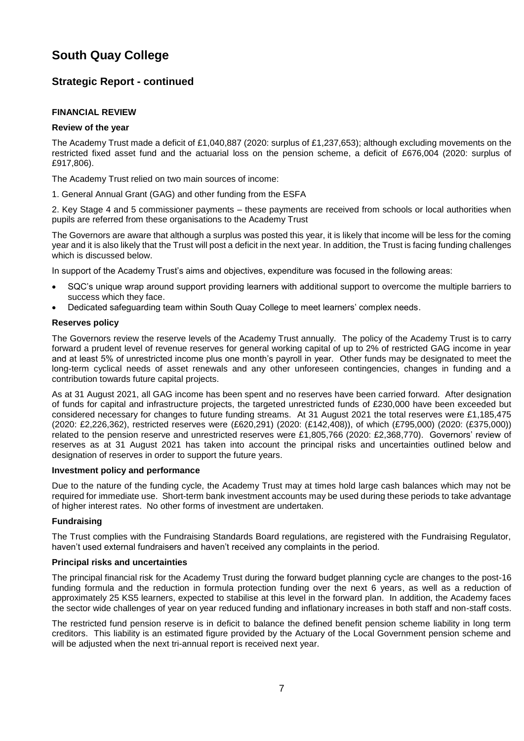# South Quay College

## Strategic Report - continued

### FINANCIAL REVIEW

#### Review of the year

The Academy Trust made a deficit of £1,040,887 (2020: surplus of £1,237,653); although excluding movements on the restricted fixed asset fund and the actuarial loss on the pension scheme, a deficit of £676,004 (2020: surplus of £917,806).

The Academy Trust relied on two main sources of income:

1. General Annual Grant (GAG) and other funding from the ESFA

2. Key Stage 4 and 5 commissioner payments – these payments are received from schools or local authorities when pupils are referred from these organisations to the Academy Trust

The Governors are aware that although a surplus was posted this year, it is likely that income will be less for the coming year and it is also likely that the Trust will post a deficit in the next year. In addition, the Trust is facing funding challenges which is discussed below.

In support of the Academy Trust's aims and objectives, expenditure was focused in the following areas:

- SQC's unique wrap around support providing learners with additional support to overcome the multiple barriers to success which they face.
- Dedicated safeguarding team within South Quay College to meet learners' complex needs.

#### Reserves policy

The Governors review the reserve levels of the Academy Trust annually. The policy of the Academy Trust is to carry forward a prudent level of revenue reserves for general working capital of up to 2% of restricted GAG income in year and at least 5% of unrestricted income plus one month's payroll in year. Other funds may be designated to meet the long-term cyclical needs of asset renewals and any other unforeseen contingencies, changes in funding and a contribution towards future capital projects.

As at 31 August 2021, all GAG income has been spent and no reserves have been carried forward. After designation of funds for capital and infrastructure projects, the targeted unrestricted funds of £230,000 have been exceeded but considered necessary for changes to future funding streams. At 31 August 2021 the total reserves were £1,185,475 (2020: £2,226,362), restricted reserves were (£620,291) (2020: (£142,408)), of which (£795,000) (2020: (£375,000)) related to the pension reserve and unrestricted reserves were £1,805,766 (2020: £2,368,770). Governors' review of reserves as at 31 August 2021 has taken into account the principal risks and uncertainties outlined below and designation of reserves in order to support the future years.

#### Investment policy and performance

Due to the nature of the funding cycle, the Academy Trust may at times hold large cash balances which may not be required for immediate use. Short-term bank investment accounts may be used during these periods to take advantage of higher interest rates. No other forms of investment are undertaken.

#### Fundraising

The Trust complies with the Fundraising Standards Board regulations, are registered with the Fundraising Regulator, haven't used external fundraisers and haven't received any complaints in the period.

#### Principal risks and uncertainties

The principal financial risk for the Academy Trust during the forward budget planning cycle are changes to the post-16 funding formula and the reduction in formula protection funding over the next 6 years, as well as a reduction of approximately 25 KS5 learners, expected to stabilise at this level in the forward plan. In addition, the Academy faces the sector wide challenges of year on year reduced funding and inflationary increases in both staff and non-staff costs.

The restricted fund pension reserve is in deficit to balance the defined benefit pension scheme liability in long term creditors. This liability is an estimated figure provided by the Actuary of the Local Government pension scheme and will be adjusted when the next tri-annual report is received next year.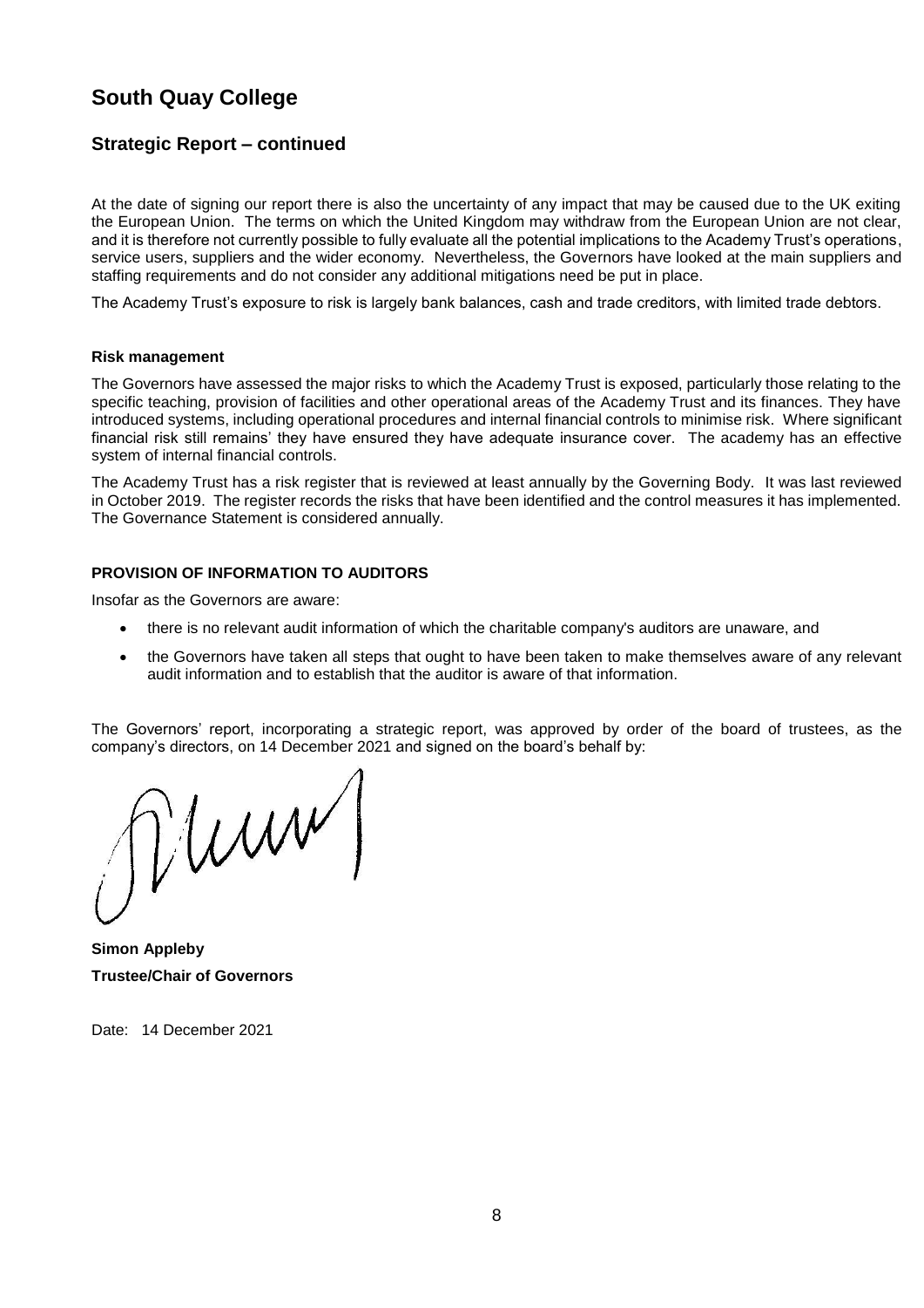# South Quay College

## Strategic Report – continued

At the date of signing our report there is also the uncertainty of any impact that may be caused due to the UK exiting the European Union. The terms on which the United Kingdom may withdraw from the European Union are not clear, and it is therefore not currently possible to fully evaluate all the potential implications to the Academy Trust's operations, service users, suppliers and the wider economy. Nevertheless, the Governors have looked at the main suppliers and staffing requirements and do not consider any additional mitigations need be put in place.

The Academy Trust's exposure to risk is largely bank balances, cash and trade creditors, with limited trade debtors.

**Risk management**

The Governors have assessed the major risks to which the Academy Trust is exposed, particularly those relating to the specific teaching, provision of facilities and other operational areas of the Academy Trust and its finances. They have introduced systems, including operational procedures and internal financial controls to minimise risk. Where significant financial risk still remains' they have ensured they have adequate insurance cover. The academy has an effective system of internal financial controls.

The Academy Trust has a risk register that is reviewed at least annually by the Governing Body. It was last reviewed in October 2019. The register records the risks that have been identified and the control measures it has implemented. The Governance Statement is considered annually.

**PROVISION OF INFORMATION TO AUDITORS**

Insofar as the Governors are aware:

- there is no relevant audit information of which the charitable company's auditors are unaware, and
- the Governors have taken all steps that ought to have been taken to make themselves aware of any relevant audit information and to establish that the auditor is aware of that information.

The Governors' report, incorporating a strategic report, was approved by order of the board of trustees, as the company's directors, on 14 December 2021 and signed on the board's behalf by:

**Simon Appleby**
**Trustee/Chair of Governors**

Date: 14 December 2021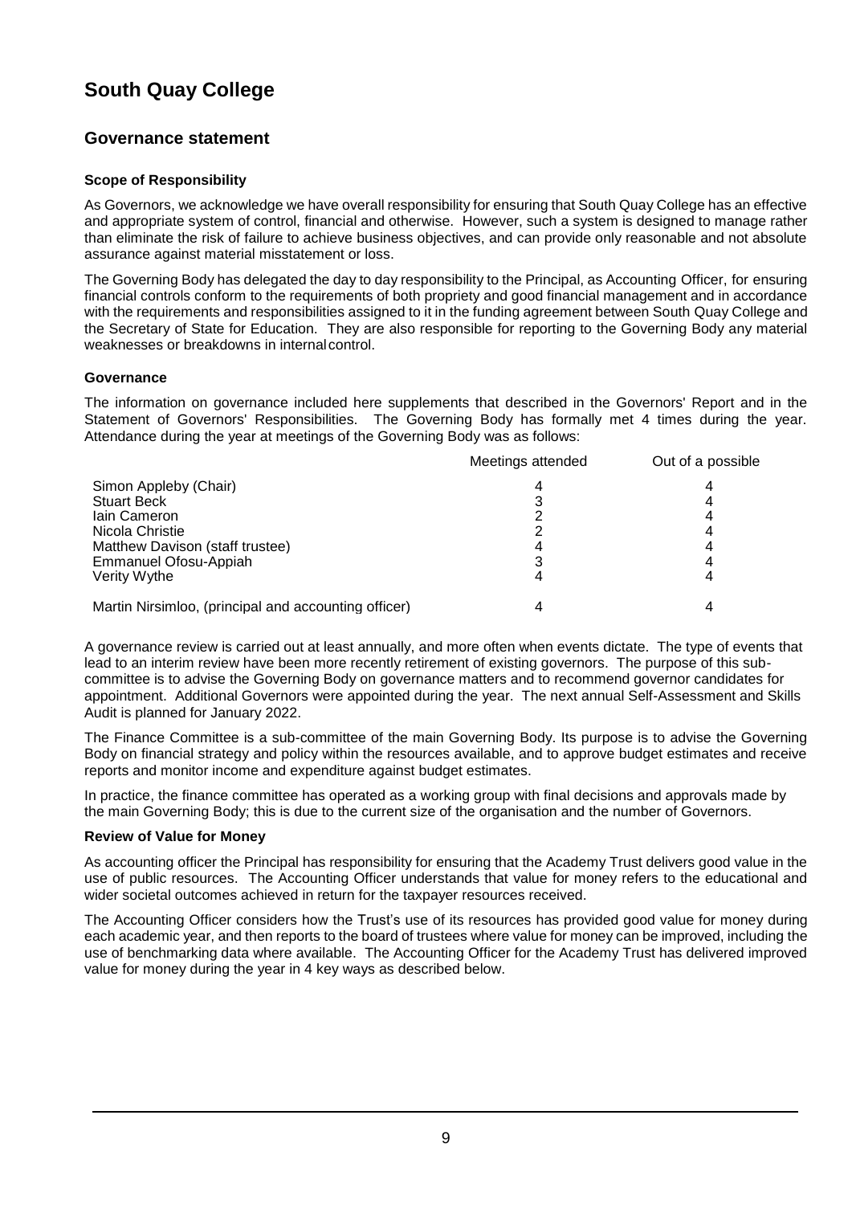# South Quay College

## Governance statement

### Scope of Responsibility

As Governors, we acknowledge we have overall responsibility for ensuring that South Quay College has an effective and appropriate system of control, financial and otherwise. However, such a system is designed to manage rather than eliminate the risk of failure to achieve business objectives, and can provide only reasonable and not absolute assurance against material misstatement or loss.

The Governing Body has delegated the day to day responsibility to the Principal, as Accounting Officer, for ensuring financial controls conform to the requirements of both propriety and good financial management and in accordance with the requirements and responsibilities assigned to it in the funding agreement between South Quay College and the Secretary of State for Education. They are also responsible for reporting to the Governing Body any material weaknesses or breakdowns in internal control.

### Governance

The information on governance included here supplements that described in the Governors' Report and in the Statement of Governors' Responsibilities. The Governing Body has formally met 4 times during the year. Attendance during the year at meetings of the Governing Body was as follows:

| | Meetings attended | Out of a possible |
|---|---|---|
| Simon Appleby (Chair) | 4 | 4 |
| Stuart Beck | 3 | 4 |
| Iain Cameron | 2 | 4 |
| Nicola Christie | 2 | 4 |
| Matthew Davison (staff trustee) | 4 | 4 |
| Emmanuel Ofosu-Appiah | 3 | 4 |
| Verity Wythe | 4 | 4 |
| Martin Nirsimloo, (principal and accounting officer) | 4 | 4 |

A governance review is carried out at least annually, and more often when events dictate. The type of events that lead to an interim review have been more recently retirement of existing governors. The purpose of this sub-committee is to advise the Governing Body on governance matters and to recommend governor candidates for appointment. Additional Governors were appointed during the year. The next annual Self-Assessment and Skills Audit is planned for January 2022.

The Finance Committee is a sub-committee of the main Governing Body. Its purpose is to advise the Governing Body on financial strategy and policy within the resources available, and to approve budget estimates and receive reports and monitor income and expenditure against budget estimates.

In practice, the finance committee has operated as a working group with final decisions and approvals made by the main Governing Body; this is due to the current size of the organisation and the number of Governors.

### Review of Value for Money

As accounting officer the Principal has responsibility for ensuring that the Academy Trust delivers good value in the use of public resources. The Accounting Officer understands that value for money refers to the educational and wider societal outcomes achieved in return for the taxpayer resources received.

The Accounting Officer considers how the Trust's use of its resources has provided good value for money during each academic year, and then reports to the board of trustees where value for money can be improved, including the use of benchmarking data where available. The Accounting Officer for the Academy Trust has delivered improved value for money during the year in 4 key ways as described below.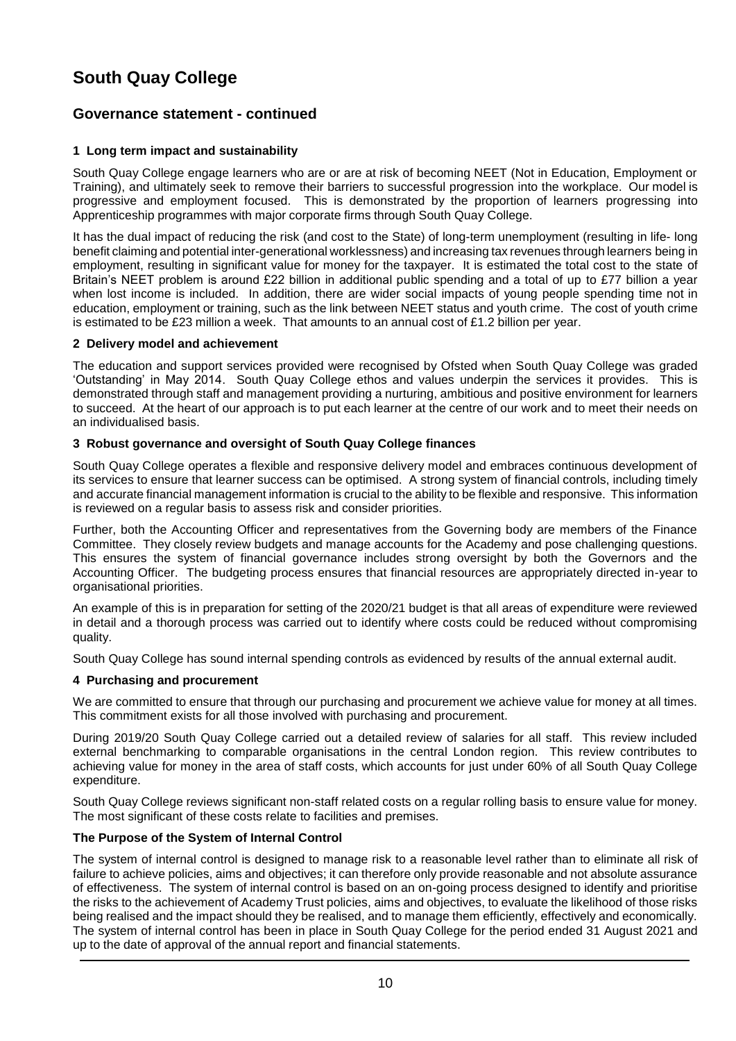# South Quay College

## Governance statement - continued

### 1 Long term impact and sustainability

South Quay College engage learners who are or are at risk of becoming NEET (Not in Education, Employment or Training), and ultimately seek to remove their barriers to successful progression into the workplace. Our model is progressive and employment focused. This is demonstrated by the proportion of learners progressing into Apprenticeship programmes with major corporate firms through South Quay College.

It has the dual impact of reducing the risk (and cost to the State) of long-term unemployment (resulting in life- long benefit claiming and potential inter-generational worklessness) and increasing tax revenues through learners being in employment, resulting in significant value for money for the taxpayer. It is estimated the total cost to the state of Britain's NEET problem is around £22 billion in additional public spending and a total of up to £77 billion a year when lost income is included. In addition, there are wider social impacts of young people spending time not in education, employment or training, such as the link between NEET status and youth crime. The cost of youth crime is estimated to be £23 million a week. That amounts to an annual cost of £1.2 billion per year.

### 2 Delivery model and achievement

The education and support services provided were recognised by Ofsted when South Quay College was graded 'Outstanding' in May 2014. South Quay College ethos and values underpin the services it provides. This is demonstrated through staff and management providing a nurturing, ambitious and positive environment for learners to succeed. At the heart of our approach is to put each learner at the centre of our work and to meet their needs on an individualised basis.

### 3 Robust governance and oversight of South Quay College finances

South Quay College operates a flexible and responsive delivery model and embraces continuous development of its services to ensure that learner success can be optimised. A strong system of financial controls, including timely and accurate financial management information is crucial to the ability to be flexible and responsive. This information is reviewed on a regular basis to assess risk and consider priorities.

Further, both the Accounting Officer and representatives from the Governing body are members of the Finance Committee. They closely review budgets and manage accounts for the Academy and pose challenging questions. This ensures the system of financial governance includes strong oversight by both the Governors and the Accounting Officer. The budgeting process ensures that financial resources are appropriately directed in-year to organisational priorities.

An example of this is in preparation for setting of the 2020/21 budget is that all areas of expenditure were reviewed in detail and a thorough process was carried out to identify where costs could be reduced without compromising quality.

South Quay College has sound internal spending controls as evidenced by results of the annual external audit.

### 4 Purchasing and procurement

We are committed to ensure that through our purchasing and procurement we achieve value for money at all times. This commitment exists for all those involved with purchasing and procurement.

During 2019/20 South Quay College carried out a detailed review of salaries for all staff. This review included external benchmarking to comparable organisations in the central London region. This review contributes to achieving value for money in the area of staff costs, which accounts for just under 60% of all South Quay College expenditure.

South Quay College reviews significant non-staff related costs on a regular rolling basis to ensure value for money. The most significant of these costs relate to facilities and premises.

### The Purpose of the System of Internal Control

The system of internal control is designed to manage risk to a reasonable level rather than to eliminate all risk of failure to achieve policies, aims and objectives; it can therefore only provide reasonable and not absolute assurance of effectiveness. The system of internal control is based on an on-going process designed to identify and prioritise the risks to the achievement of Academy Trust policies, aims and objectives, to evaluate the likelihood of those risks being realised and the impact should they be realised, and to manage them efficiently, effectively and economically. The system of internal control has been in place in South Quay College for the period ended 31 August 2021 and up to the date of approval of the annual report and financial statements.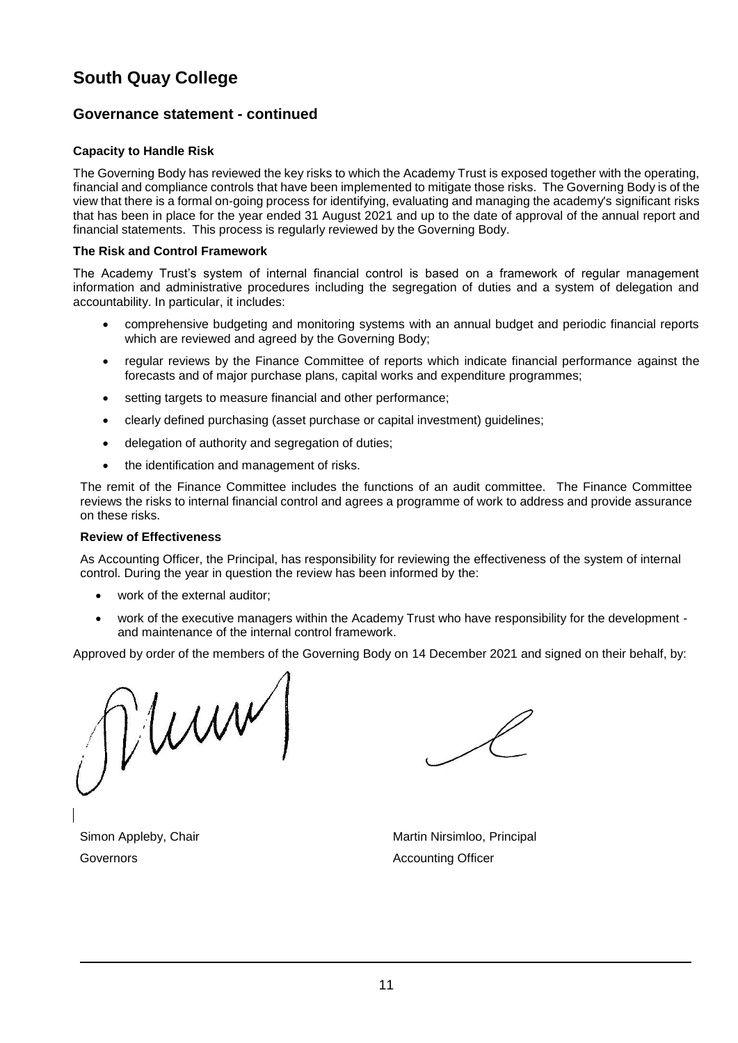# South Quay College

## Governance statement - continued

### Capacity to Handle Risk

The Governing Body has reviewed the key risks to which the Academy Trust is exposed together with the operating, financial and compliance controls that have been implemented to mitigate those risks. The Governing Body is of the view that there is a formal on-going process for identifying, evaluating and managing the academy's significant risks that has been in place for the year ended 31 August 2021 and up to the date of approval of the annual report and financial statements. This process is regularly reviewed by the Governing Body.

### The Risk and Control Framework

The Academy Trust's system of internal financial control is based on a framework of regular management information and administrative procedures including the segregation of duties and a system of delegation and accountability. In particular, it includes:

- comprehensive budgeting and monitoring systems with an annual budget and periodic financial reports which are reviewed and agreed by the Governing Body;
- regular reviews by the Finance Committee of reports which indicate financial performance against the forecasts and of major purchase plans, capital works and expenditure programmes;
- setting targets to measure financial and other performance;
- clearly defined purchasing (asset purchase or capital investment) guidelines;
- delegation of authority and segregation of duties;
- the identification and management of risks.

The remit of the Finance Committee includes the functions of an audit committee. The Finance Committee reviews the risks to internal financial control and agrees a programme of work to address and provide assurance on these risks.

### Review of Effectiveness

As Accounting Officer, the Principal, has responsibility for reviewing the effectiveness of the system of internal control. During the year in question the review has been informed by the:

- work of the external auditor;
- work of the executive managers within the Academy Trust who have responsibility for the development - and maintenance of the internal control framework.

Approved by order of the members of the Governing Body on 14 December 2021 and signed on their behalf, by:

Simon Appleby, Chair
Governors

Martin Nirsimloo, Principal
Accounting Officer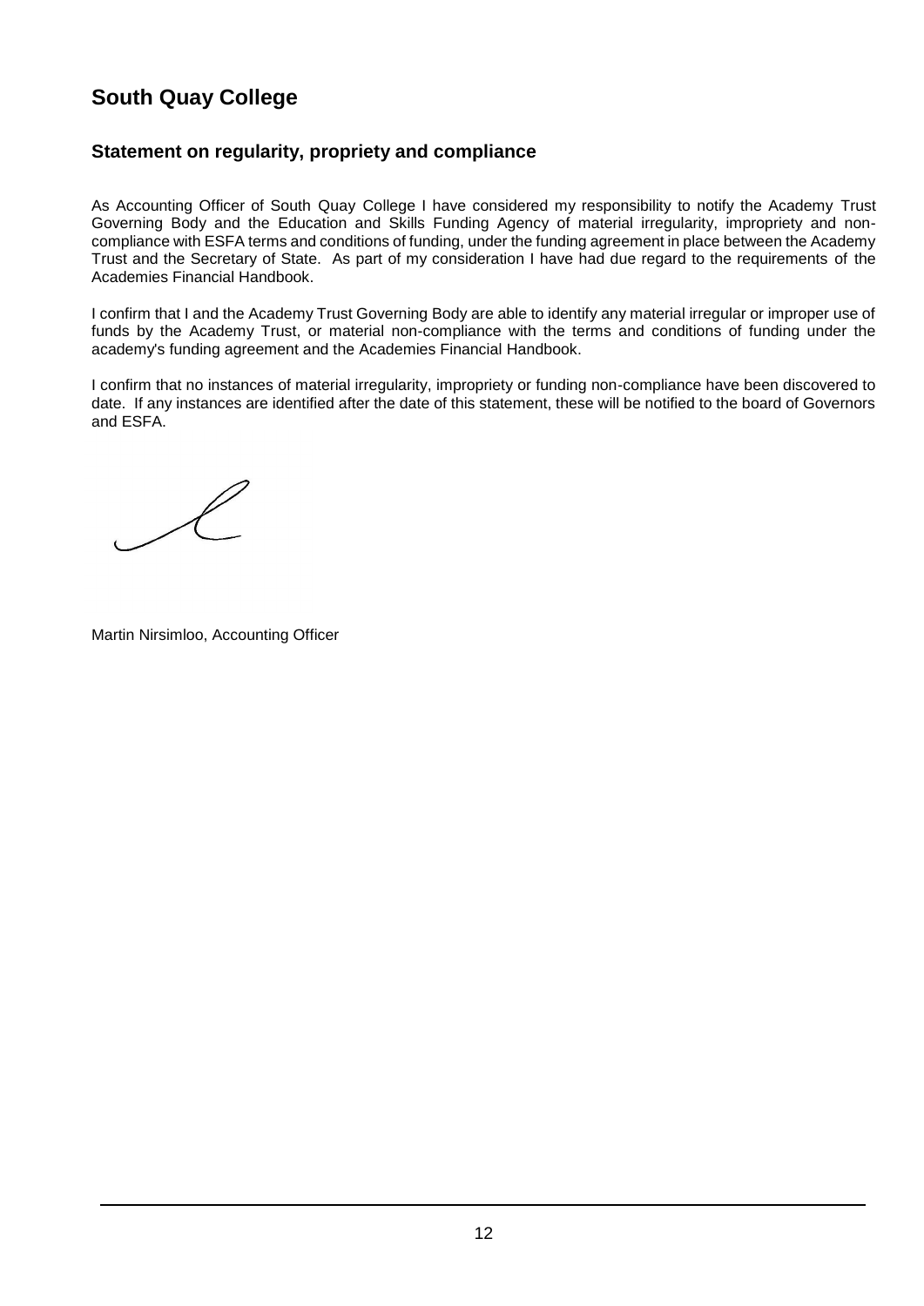# South Quay College

## Statement on regularity, propriety and compliance

As Accounting Officer of South Quay College I have considered my responsibility to notify the Academy Trust Governing Body and the Education and Skills Funding Agency of material irregularity, impropriety and non-compliance with ESFA terms and conditions of funding, under the funding agreement in place between the Academy Trust and the Secretary of State. As part of my consideration I have had due regard to the requirements of the Academies Financial Handbook.

I confirm that I and the Academy Trust Governing Body are able to identify any material irregular or improper use of funds by the Academy Trust, or material non-compliance with the terms and conditions of funding under the academy's funding agreement and the Academies Financial Handbook.

I confirm that no instances of material irregularity, impropriety or funding non-compliance have been discovered to date. If any instances are identified after the date of this statement, these will be notified to the board of Governors and ESFA.

Martin Nirsimloo, Accounting Officer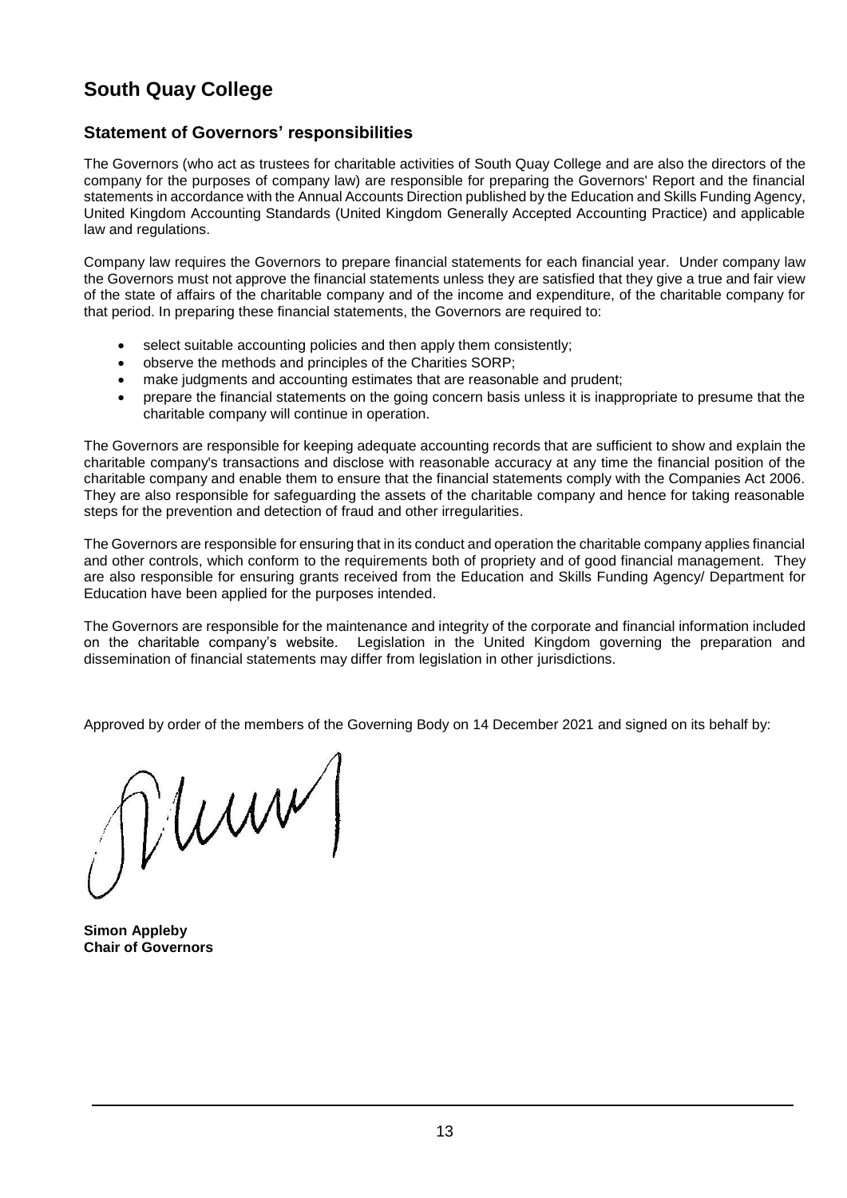# South Quay College

## Statement of Governors' responsibilities

The Governors (who act as trustees for charitable activities of South Quay College and are also the directors of the company for the purposes of company law) are responsible for preparing the Governors' Report and the financial statements in accordance with the Annual Accounts Direction published by the Education and Skills Funding Agency, United Kingdom Accounting Standards (United Kingdom Generally Accepted Accounting Practice) and applicable law and regulations.

Company law requires the Governors to prepare financial statements for each financial year. Under company law the Governors must not approve the financial statements unless they are satisfied that they give a true and fair view of the state of affairs of the charitable company and of the income and expenditure, of the charitable company for that period. In preparing these financial statements, the Governors are required to:

- select suitable accounting policies and then apply them consistently;
- observe the methods and principles of the Charities SORP;
- make judgments and accounting estimates that are reasonable and prudent;
- prepare the financial statements on the going concern basis unless it is inappropriate to presume that the charitable company will continue in operation.

The Governors are responsible for keeping adequate accounting records that are sufficient to show and explain the charitable company's transactions and disclose with reasonable accuracy at any time the financial position of the charitable company and enable them to ensure that the financial statements comply with the Companies Act 2006. They are also responsible for safeguarding the assets of the charitable company and hence for taking reasonable steps for the prevention and detection of fraud and other irregularities.

The Governors are responsible for ensuring that in its conduct and operation the charitable company applies financial and other controls, which conform to the requirements both of propriety and of good financial management. They are also responsible for ensuring grants received from the Education and Skills Funding Agency/ Department for Education have been applied for the purposes intended.

The Governors are responsible for the maintenance and integrity of the corporate and financial information included on the charitable company's website. Legislation in the United Kingdom governing the preparation and dissemination of financial statements may differ from legislation in other jurisdictions.

Approved by order of the members of the Governing Body on 14 December 2021 and signed on its behalf by:

**Simon Appleby**
**Chair of Governors**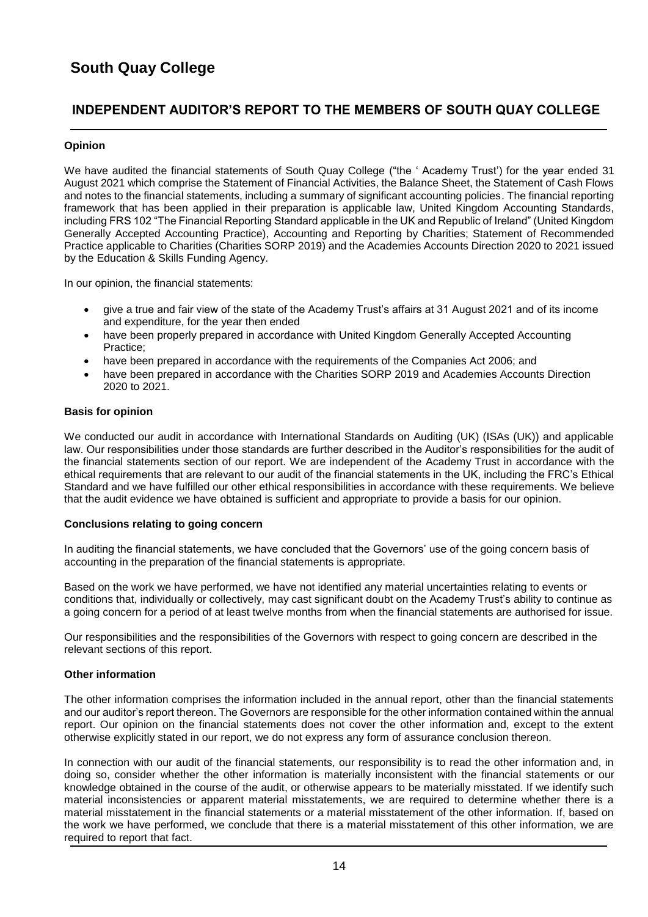# South Quay College

## INDEPENDENT AUDITOR'S REPORT TO THE MEMBERS OF SOUTH QUAY COLLEGE

### Opinion

We have audited the financial statements of South Quay College ("the ' Academy Trust') for the year ended 31 August 2021 which comprise the Statement of Financial Activities, the Balance Sheet, the Statement of Cash Flows and notes to the financial statements, including a summary of significant accounting policies. The financial reporting framework that has been applied in their preparation is applicable law, United Kingdom Accounting Standards, including FRS 102 "The Financial Reporting Standard applicable in the UK and Republic of Ireland" (United Kingdom Generally Accepted Accounting Practice), Accounting and Reporting by Charities; Statement of Recommended Practice applicable to Charities (Charities SORP 2019) and the Academies Accounts Direction 2020 to 2021 issued by the Education & Skills Funding Agency.

In our opinion, the financial statements:

- give a true and fair view of the state of the Academy Trust's affairs at 31 August 2021 and of its income and expenditure, for the year then ended
- have been properly prepared in accordance with United Kingdom Generally Accepted Accounting Practice;
- have been prepared in accordance with the requirements of the Companies Act 2006; and
- have been prepared in accordance with the Charities SORP 2019 and Academies Accounts Direction 2020 to 2021.

### Basis for opinion

We conducted our audit in accordance with International Standards on Auditing (UK) (ISAs (UK)) and applicable law. Our responsibilities under those standards are further described in the Auditor's responsibilities for the audit of the financial statements section of our report. We are independent of the Academy Trust in accordance with the ethical requirements that are relevant to our audit of the financial statements in the UK, including the FRC's Ethical Standard and we have fulfilled our other ethical responsibilities in accordance with these requirements. We believe that the audit evidence we have obtained is sufficient and appropriate to provide a basis for our opinion.

### Conclusions relating to going concern

In auditing the financial statements, we have concluded that the Governors' use of the going concern basis of accounting in the preparation of the financial statements is appropriate.

Based on the work we have performed, we have not identified any material uncertainties relating to events or conditions that, individually or collectively, may cast significant doubt on the Academy Trust's ability to continue as a going concern for a period of at least twelve months from when the financial statements are authorised for issue.

Our responsibilities and the responsibilities of the Governors with respect to going concern are described in the relevant sections of this report.

### Other information

The other information comprises the information included in the annual report, other than the financial statements and our auditor's report thereon. The Governors are responsible for the other information contained within the annual report. Our opinion on the financial statements does not cover the other information and, except to the extent otherwise explicitly stated in our report, we do not express any form of assurance conclusion thereon.

In connection with our audit of the financial statements, our responsibility is to read the other information and, in doing so, consider whether the other information is materially inconsistent with the financial statements or our knowledge obtained in the course of the audit, or otherwise appears to be materially misstated. If we identify such material inconsistencies or apparent material misstatements, we are required to determine whether there is a material misstatement in the financial statements or a material misstatement of the other information. If, based on the work we have performed, we conclude that there is a material misstatement of this other information, we are required to report that fact.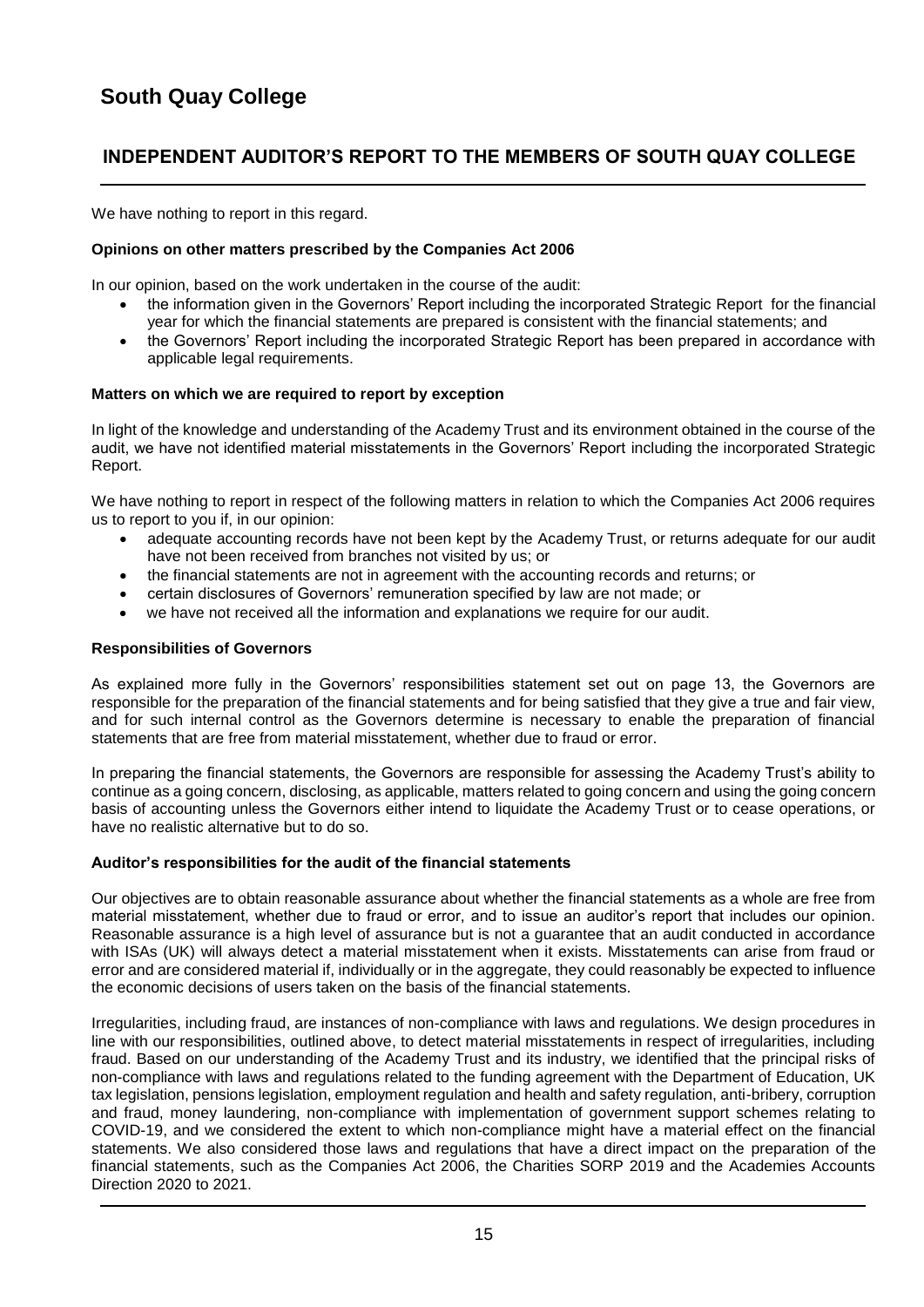We have nothing to report in this regard.

**Opinions on other matters prescribed by the Companies Act 2006**

In our opinion, based on the work undertaken in the course of the audit:

- the information given in the Governors' Report including the incorporated Strategic Report for the financial year for which the financial statements are prepared is consistent with the financial statements; and
- the Governors' Report including the incorporated Strategic Report has been prepared in accordance with applicable legal requirements.

**Matters on which we are required to report by exception**

In light of the knowledge and understanding of the Academy Trust and its environment obtained in the course of the audit, we have not identified material misstatements in the Governors' Report including the incorporated Strategic Report.

We have nothing to report in respect of the following matters in relation to which the Companies Act 2006 requires us to report to you if, in our opinion:

- adequate accounting records have not been kept by the Academy Trust, or returns adequate for our audit have not been received from branches not visited by us; or
- the financial statements are not in agreement with the accounting records and returns; or
- certain disclosures of Governors' remuneration specified by law are not made; or
- we have not received all the information and explanations we require for our audit.

**Responsibilities of Governors**

As explained more fully in the Governors' responsibilities statement set out on page 13, the Governors are responsible for the preparation of the financial statements and for being satisfied that they give a true and fair view, and for such internal control as the Governors determine is necessary to enable the preparation of financial statements that are free from material misstatement, whether due to fraud or error.

In preparing the financial statements, the Governors are responsible for assessing the Academy Trust's ability to continue as a going concern, disclosing, as applicable, matters related to going concern and using the going concern basis of accounting unless the Governors either intend to liquidate the Academy Trust or to cease operations, or have no realistic alternative but to do so.

**Auditor's responsibilities for the audit of the financial statements**

Our objectives are to obtain reasonable assurance about whether the financial statements as a whole are free from material misstatement, whether due to fraud or error, and to issue an auditor's report that includes our opinion. Reasonable assurance is a high level of assurance but is not a guarantee that an audit conducted in accordance with ISAs (UK) will always detect a material misstatement when it exists. Misstatements can arise from fraud or error and are considered material if, individually or in the aggregate, they could reasonably be expected to influence the economic decisions of users taken on the basis of the financial statements.

Irregularities, including fraud, are instances of non-compliance with laws and regulations. We design procedures in line with our responsibilities, outlined above, to detect material misstatements in respect of irregularities, including fraud. Based on our understanding of the Academy Trust and its industry, we identified that the principal risks of non-compliance with laws and regulations related to the funding agreement with the Department of Education, UK tax legislation, pensions legislation, employment regulation and health and safety regulation, anti-bribery, corruption and fraud, money laundering, non-compliance with implementation of government support schemes relating to COVID-19, and we considered the extent to which non-compliance might have a material effect on the financial statements. We also considered those laws and regulations that have a direct impact on the preparation of the financial statements, such as the Companies Act 2006, the Charities SORP 2019 and the Academies Accounts Direction 2020 to 2021.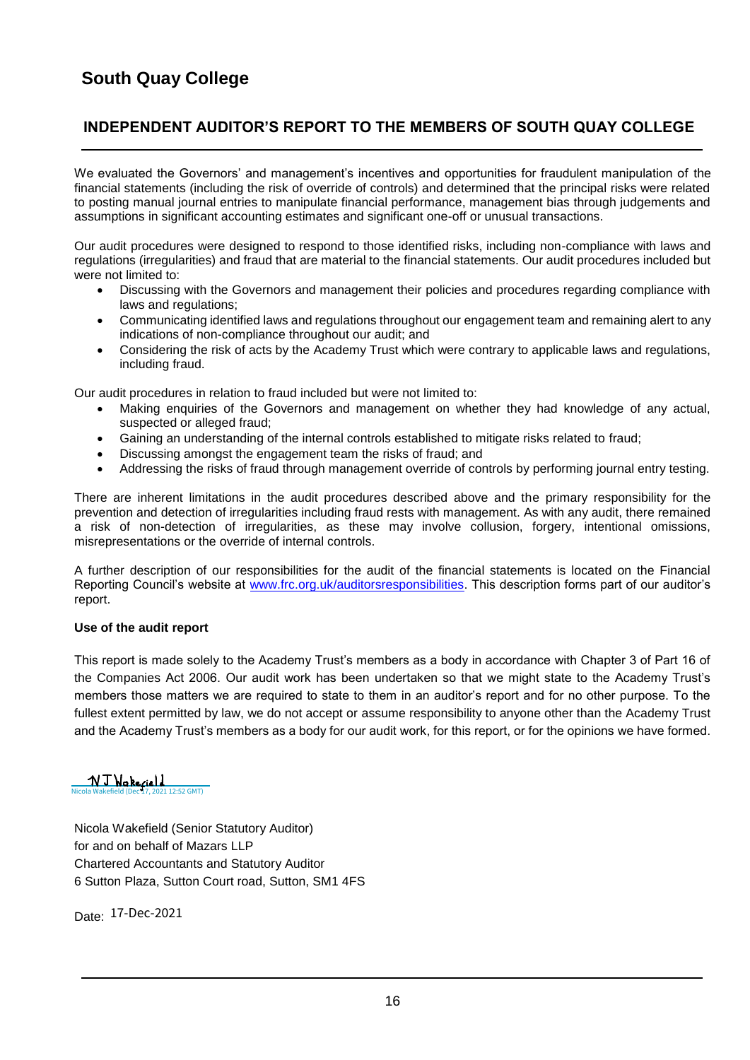# South Quay College

## INDEPENDENT AUDITOR'S REPORT TO THE MEMBERS OF SOUTH QUAY COLLEGE

We evaluated the Governors' and management's incentives and opportunities for fraudulent manipulation of the financial statements (including the risk of override of controls) and determined that the principal risks were related to posting manual journal entries to manipulate financial performance, management bias through judgements and assumptions in significant accounting estimates and significant one-off or unusual transactions.

Our audit procedures were designed to respond to those identified risks, including non-compliance with laws and regulations (irregularities) and fraud that are material to the financial statements. Our audit procedures included but were not limited to:

- Discussing with the Governors and management their policies and procedures regarding compliance with laws and regulations;
- Communicating identified laws and regulations throughout our engagement team and remaining alert to any indications of non-compliance throughout our audit; and
- Considering the risk of acts by the Academy Trust which were contrary to applicable laws and regulations, including fraud.

Our audit procedures in relation to fraud included but were not limited to:

- Making enquiries of the Governors and management on whether they had knowledge of any actual, suspected or alleged fraud;
- Gaining an understanding of the internal controls established to mitigate risks related to fraud;
- Discussing amongst the engagement team the risks of fraud; and
- Addressing the risks of fraud through management override of controls by performing journal entry testing.

There are inherent limitations in the audit procedures described above and the primary responsibility for the prevention and detection of irregularities including fraud rests with management. As with any audit, there remained a risk of non-detection of irregularities, as these may involve collusion, forgery, intentional omissions, misrepresentations or the override of internal controls.

A further description of our responsibilities for the audit of the financial statements is located on the Financial Reporting Council's website at www.frc.org.uk/auditorsresponsibilities. This description forms part of our auditor's report.

**Use of the audit report**

This report is made solely to the Academy Trust's members as a body in accordance with Chapter 3 of Part 16 of the Companies Act 2006. Our audit work has been undertaken so that we might state to the Academy Trust's members those matters we are required to state to them in an auditor's report and for no other purpose. To the fullest extent permitted by law, we do not accept or assume responsibility to anyone other than the Academy Trust and the Academy Trust's members as a body for our audit work, for this report, or for the opinions we have formed.

N J Wakefield
Nicola Wakefield (Dec 17, 2021 12:52 GMT)

Nicola Wakefield (Senior Statutory Auditor)
for and on behalf of Mazars LLP
Chartered Accountants and Statutory Auditor
6 Sutton Plaza, Sutton Court road, Sutton, SM1 4FS

Date: 17-Dec-2021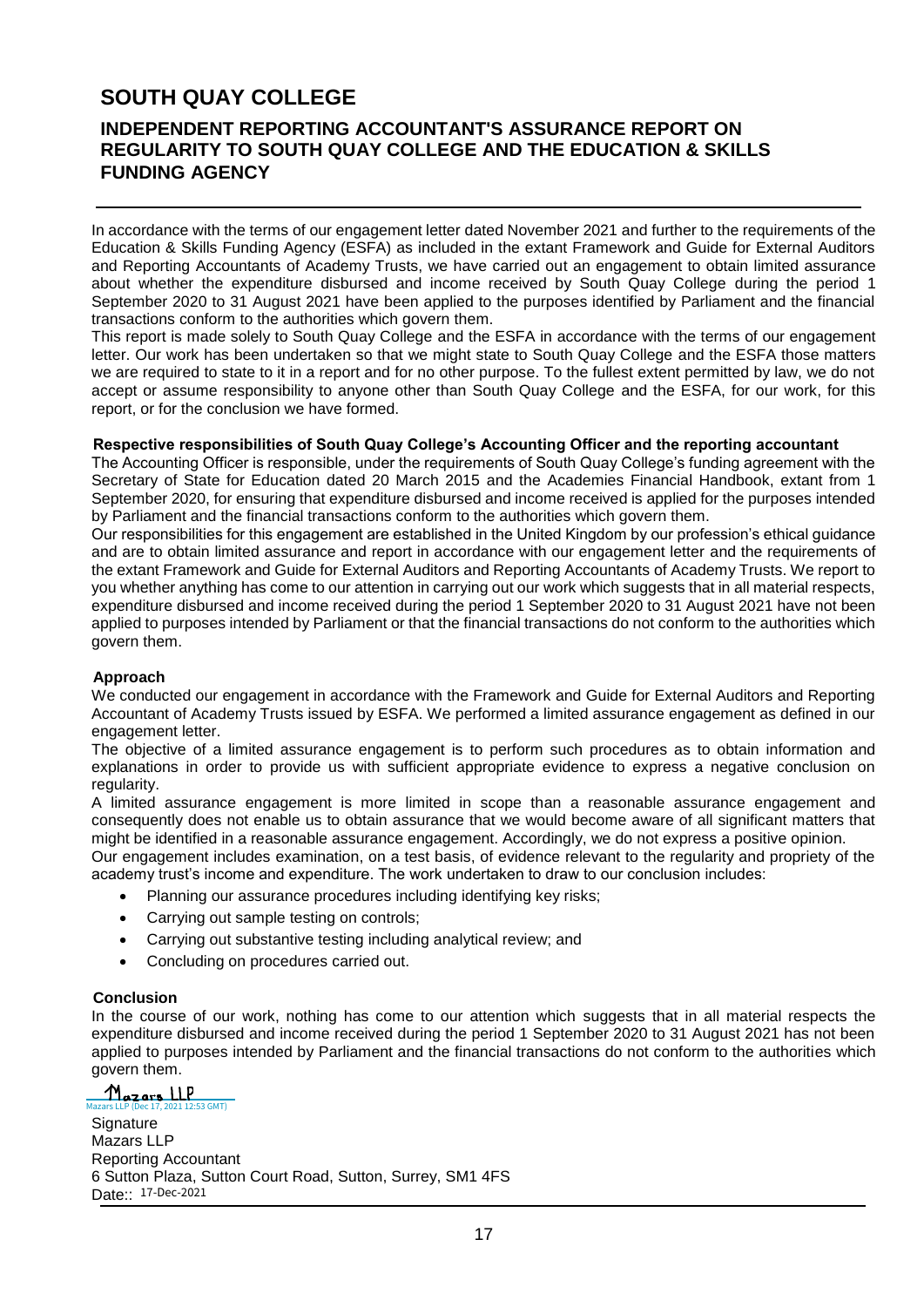# SOUTH QUAY COLLEGE

## INDEPENDENT REPORTING ACCOUNTANT'S ASSURANCE REPORT ON REGULARITY TO SOUTH QUAY COLLEGE AND THE EDUCATION & SKILLS FUNDING AGENCY

In accordance with the terms of our engagement letter dated November 2021 and further to the requirements of the Education & Skills Funding Agency (ESFA) as included in the extant Framework and Guide for External Auditors and Reporting Accountants of Academy Trusts, we have carried out an engagement to obtain limited assurance about whether the expenditure disbursed and income received by South Quay College during the period 1 September 2020 to 31 August 2021 have been applied to the purposes identified by Parliament and the financial transactions conform to the authorities which govern them.

This report is made solely to South Quay College and the ESFA in accordance with the terms of our engagement letter. Our work has been undertaken so that we might state to South Quay College and the ESFA those matters we are required to state to it in a report and for no other purpose. To the fullest extent permitted by law, we do not accept or assume responsibility to anyone other than South Quay College and the ESFA, for our work, for this report, or for the conclusion we have formed.

**Respective responsibilities of South Quay College's Accounting Officer and the reporting accountant**

The Accounting Officer is responsible, under the requirements of South Quay College's funding agreement with the Secretary of State for Education dated 20 March 2015 and the Academies Financial Handbook, extant from 1 September 2020, for ensuring that expenditure disbursed and income received is applied for the purposes intended by Parliament and the financial transactions conform to the authorities which govern them.

Our responsibilities for this engagement are established in the United Kingdom by our profession's ethical guidance and are to obtain limited assurance and report in accordance with our engagement letter and the requirements of the extant Framework and Guide for External Auditors and Reporting Accountants of Academy Trusts. We report to you whether anything has come to our attention in carrying out our work which suggests that in all material respects, expenditure disbursed and income received during the period 1 September 2020 to 31 August 2021 have not been applied to purposes intended by Parliament or that the financial transactions do not conform to the authorities which govern them.

**Approach**

We conducted our engagement in accordance with the Framework and Guide for External Auditors and Reporting Accountant of Academy Trusts issued by ESFA. We performed a limited assurance engagement as defined in our engagement letter.

The objective of a limited assurance engagement is to perform such procedures as to obtain information and explanations in order to provide us with sufficient appropriate evidence to express a negative conclusion on regularity.

A limited assurance engagement is more limited in scope than a reasonable assurance engagement and consequently does not enable us to obtain assurance that we would become aware of all significant matters that might be identified in a reasonable assurance engagement. Accordingly, we do not express a positive opinion.

Our engagement includes examination, on a test basis, of evidence relevant to the regularity and propriety of the academy trust's income and expenditure. The work undertaken to draw to our conclusion includes:

- Planning our assurance procedures including identifying key risks;
- Carrying out sample testing on controls;
- Carrying out substantive testing including analytical review; and
- Concluding on procedures carried out.

**Conclusion**

In the course of our work, nothing has come to our attention which suggests that in all material respects the expenditure disbursed and income received during the period 1 September 2020 to 31 August 2021 has not been applied to purposes intended by Parliament and the financial transactions do not conform to the authorities which govern them.

Mazars LLP
Mazars LLP (Dec 17, 2021 12:53 GMT)

Signature
Mazars LLP
Reporting Accountant
6 Sutton Plaza, Sutton Court Road, Sutton, Surrey, SM1 4FS
Date:: 17-Dec-2021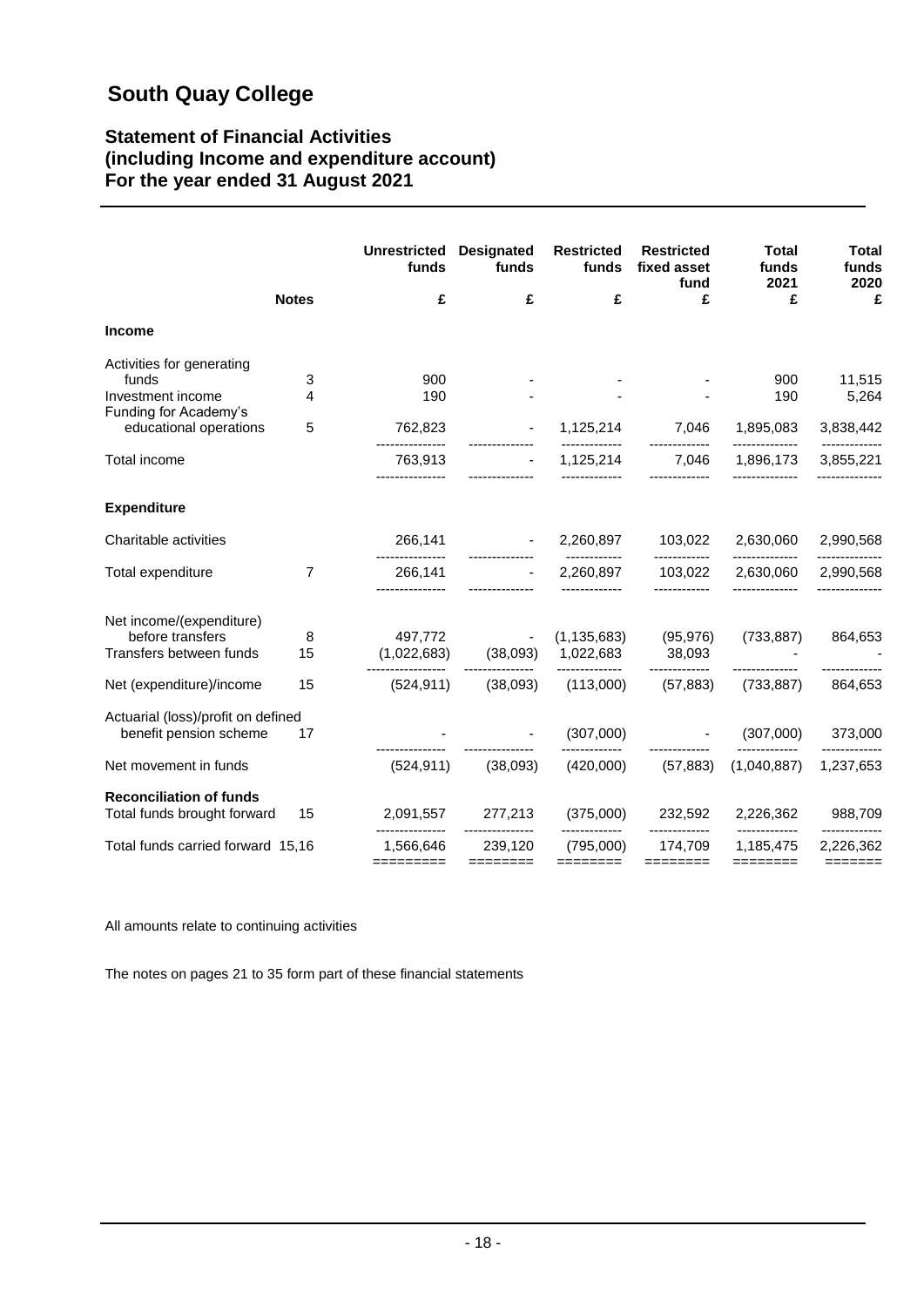# South Quay College

## Statement of Financial Activities
## (including Income and expenditure account)
## For the year ended 31 August 2021

| | Notes | Unrestricted funds £ | Designated funds £ | Restricted funds £ | Restricted fixed asset fund £ | Total funds 2021 £ | Total funds 2020 £ |
|---|---|---|---|---|---|---|---|
| **Income** | | | | | | | |
| Activities for generating funds | 3 | 900 | - | - | - | 900 | 11,515 |
| Investment income | 4 | 190 | - | - | - | 190 | 5,264 |
| Funding for Academy's educational operations | 5 | 762,823 | - | 1,125,214 | 7,046 | 1,895,083 | 3,838,442 |
| Total income | | 763,913 | - | 1,125,214 | 7,046 | 1,896,173 | 3,855,221 |
| **Expenditure** | | | | | | | |
| Charitable activities | | 266,141 | - | 2,260,897 | 103,022 | 2,630,060 | 2,990,568 |
| Total expenditure | 7 | 266,141 | - | 2,260,897 | 103,022 | 2,630,060 | 2,990,568 |
| Net income/(expenditure) before transfers | 8 | 497,772 | - | (1,135,683) | (95,976) | (733,887) | 864,653 |
| Transfers between funds | 15 | (1,022,683) | (38,093) | 1,022,683 | 38,093 | - | - |
| Net (expenditure)/income | 15 | (524,911) | (38,093) | (113,000) | (57,883) | (733,887) | 864,653 |
| Actuarial (loss)/profit on defined benefit pension scheme | 17 | - | - | (307,000) | - | (307,000) | 373,000 |
| Net movement in funds | | (524,911) | (38,093) | (420,000) | (57,883) | (1,040,887) | 1,237,653 |
| **Reconciliation of funds** | | | | | | | |
| Total funds brought forward | 15 | 2,091,557 | 277,213 | (375,000) | 232,592 | 2,226,362 | 988,709 |
| Total funds carried forward | 15,16 | 1,566,646 | 239,120 | (795,000) | 174,709 | 1,185,475 | 2,226,362 |

All amounts relate to continuing activities

The notes on pages 21 to 35 form part of these financial statements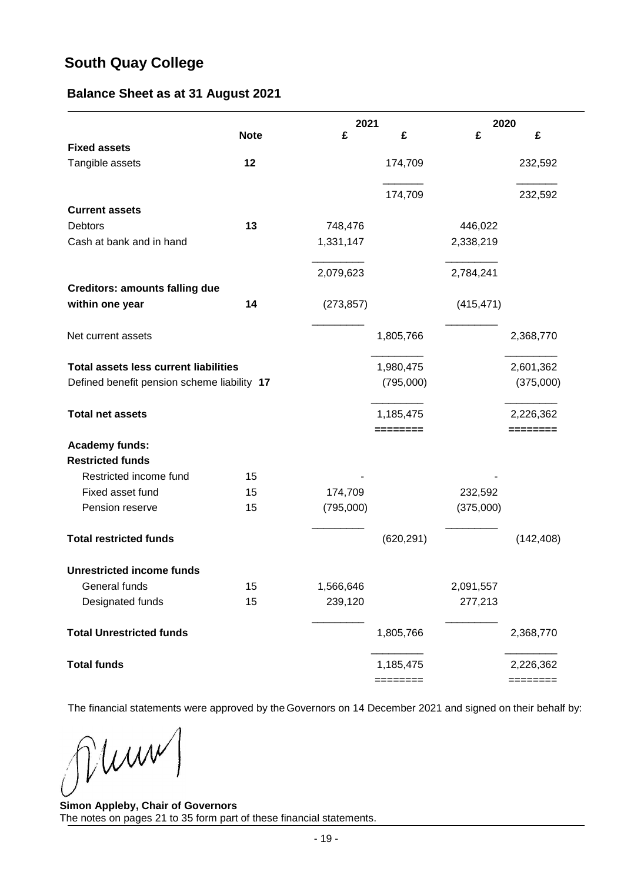# South Quay College

## Balance Sheet as at 31 August 2021

| | Note | 2021 £ | 2021 £ | 2020 £ | 2020 £ |
|---|---|---|---|---|---|
| **Fixed assets** | | | | | |
| Tangible assets | **12** | | 174,709 | | 232,592 |
| | | | 174,709 | | 232,592 |
| **Current assets** | | | | | |
| Debtors | **13** | 748,476 | | 446,022 | |
| Cash at bank and in hand | | 1,331,147 | | 2,338,219 | |
| | | 2,079,623 | | 2,784,241 | |
| **Creditors: amounts falling due within one year** | **14** | (273,857) | | (415,471) | |
| Net current assets | | | 1,805,766 | | 2,368,770 |
| **Total assets less current liabilities** | | | 1,980,475 | | 2,601,362 |
| Defined benefit pension scheme liability | **17** | | (795,000) | | (375,000) |
| **Total net assets** | | | 1,185,475 | | 2,226,362 |
| **Academy funds:** | | | | | |
| **Restricted funds** | | | | | |
| Restricted income fund | 15 | - | | - | |
| Fixed asset fund | 15 | 174,709 | | 232,592 | |
| Pension reserve | 15 | (795,000) | | (375,000) | |
| **Total restricted funds** | | | (620,291) | | (142,408) |
| **Unrestricted income funds** | | | | | |
| General funds | 15 | 1,566,646 | | 2,091,557 | |
| Designated funds | 15 | 239,120 | | 277,213 | |
| **Total Unrestricted funds** | | | 1,805,766 | | 2,368,770 |
| **Total funds** | | | 1,185,475 | | 2,226,362 |

The financial statements were approved by the Governors on 14 December 2021 and signed on their behalf by:

**Simon Appleby, Chair of Governors**

The notes on pages 21 to 35 form part of these financial statements.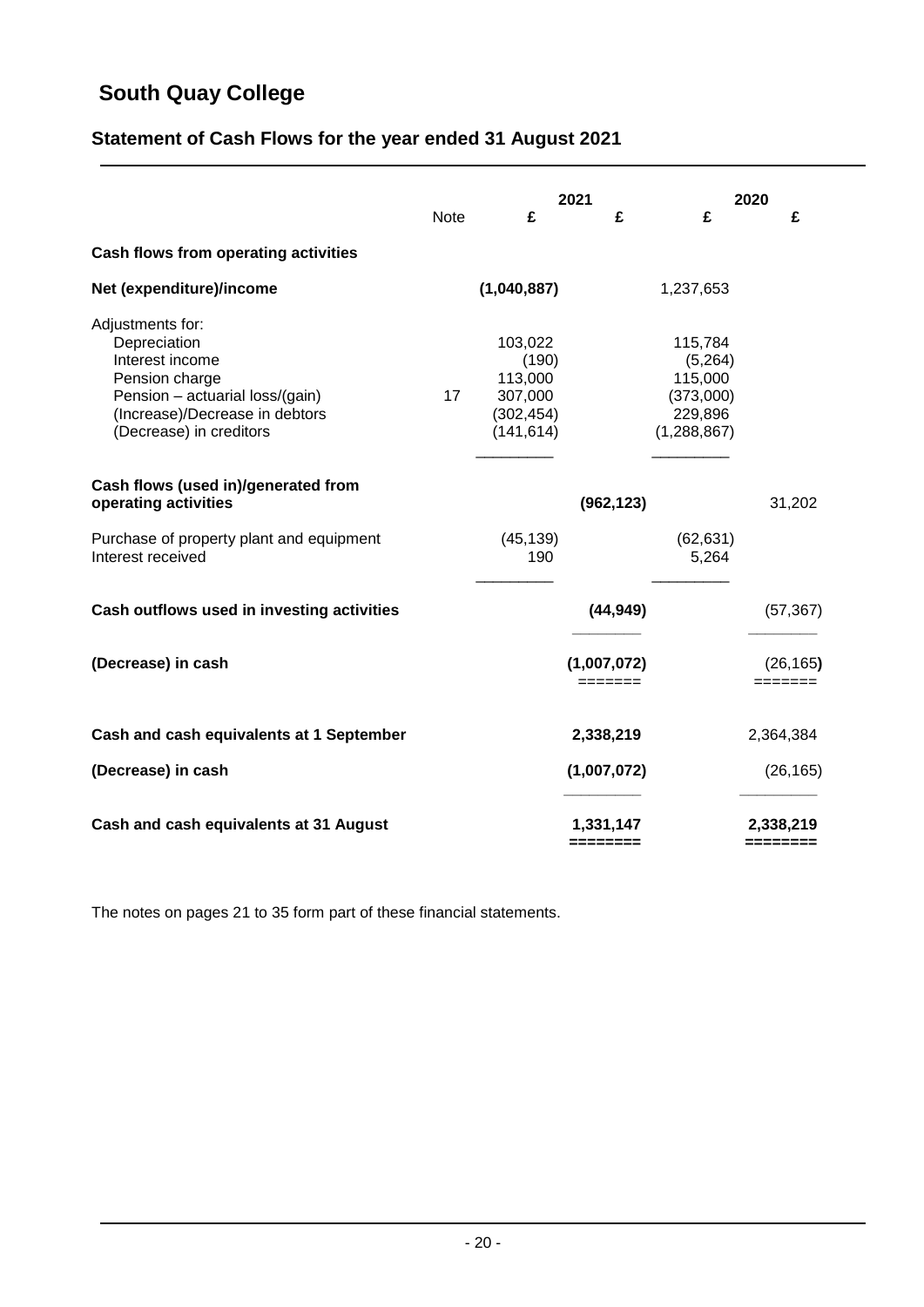# South Quay College

## Statement of Cash Flows for the year ended 31 August 2021

| | Note | 2021 £ | 2021 £ | 2020 £ | 2020 £ |
|---|---|---|---|---|---|
| **Cash flows from operating activities** | | | | | |
| **Net (expenditure)/income** | | **(1,040,887)** | | 1,237,653 | |
| Adjustments for: | | | | | |
| Depreciation | | 103,022 | | 115,784 | |
| Interest income | | (190) | | (5,264) | |
| Pension charge | | 113,000 | | 115,000 | |
| Pension – actuarial loss/(gain) | 17 | 307,000 | | (373,000) | |
| (Increase)/Decrease in debtors | | (302,454) | | 229,896 | |
| (Decrease) in creditors | | (141,614) | | (1,288,867) | |
| **Cash flows (used in)/generated from operating activities** | | | **(962,123)** | | 31,202 |
| Purchase of property plant and equipment | | (45,139) | | (62,631) | |
| Interest received | | 190 | | 5,264 | |
| **Cash outflows used in investing activities** | | | **(44,949)** | | (57,367) |
| **(Decrease) in cash** | | | **(1,007,072)** | | (26,165) |
| **Cash and cash equivalents at 1 September** | | | **2,338,219** | | 2,364,384 |
| **(Decrease) in cash** | | | **(1,007,072)** | | (26,165) |
| **Cash and cash equivalents at 31 August** | | | **1,331,147** | | **2,338,219** |

The notes on pages 21 to 35 form part of these financial statements.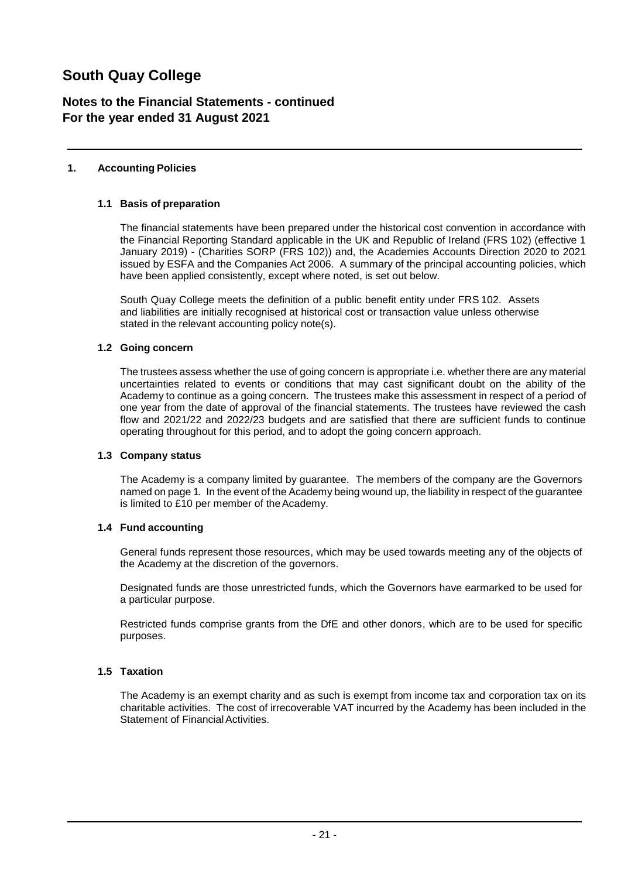# South Quay College

## Notes to the Financial Statements - continued
## For the year ended 31 August 2021

### 1. Accounting Policies

#### 1.1 Basis of preparation

The financial statements have been prepared under the historical cost convention in accordance with the Financial Reporting Standard applicable in the UK and Republic of Ireland (FRS 102) (effective 1 January 2019) - (Charities SORP (FRS 102)) and, the Academies Accounts Direction 2020 to 2021 issued by ESFA and the Companies Act 2006. A summary of the principal accounting policies, which have been applied consistently, except where noted, is set out below.

South Quay College meets the definition of a public benefit entity under FRS 102. Assets and liabilities are initially recognised at historical cost or transaction value unless otherwise stated in the relevant accounting policy note(s).

#### 1.2 Going concern

The trustees assess whether the use of going concern is appropriate i.e. whether there are any material uncertainties related to events or conditions that may cast significant doubt on the ability of the Academy to continue as a going concern. The trustees make this assessment in respect of a period of one year from the date of approval of the financial statements. The trustees have reviewed the cash flow and 2021/22 and 2022/23 budgets and are satisfied that there are sufficient funds to continue operating throughout for this period, and to adopt the going concern approach.

#### 1.3 Company status

The Academy is a company limited by guarantee. The members of the company are the Governors named on page 1. In the event of the Academy being wound up, the liability in respect of the guarantee is limited to £10 per member of the Academy.

#### 1.4 Fund accounting

General funds represent those resources, which may be used towards meeting any of the objects of the Academy at the discretion of the governors.

Designated funds are those unrestricted funds, which the Governors have earmarked to be used for a particular purpose.

Restricted funds comprise grants from the DfE and other donors, which are to be used for specific purposes.

#### 1.5 Taxation

The Academy is an exempt charity and as such is exempt from income tax and corporation tax on its charitable activities. The cost of irrecoverable VAT incurred by the Academy has been included in the Statement of Financial Activities.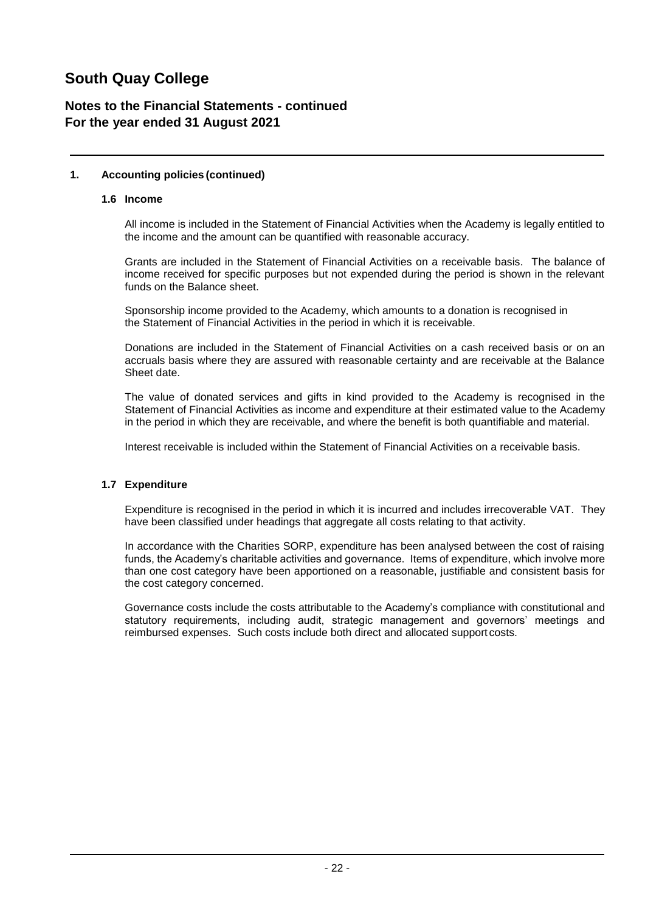# South Quay College

## Notes to the Financial Statements - continued
## For the year ended 31 August 2021

### 1. Accounting policies (continued)

#### 1.6 Income

All income is included in the Statement of Financial Activities when the Academy is legally entitled to the income and the amount can be quantified with reasonable accuracy.

Grants are included in the Statement of Financial Activities on a receivable basis. The balance of income received for specific purposes but not expended during the period is shown in the relevant funds on the Balance sheet.

Sponsorship income provided to the Academy, which amounts to a donation is recognised in the Statement of Financial Activities in the period in which it is receivable.

Donations are included in the Statement of Financial Activities on a cash received basis or on an accruals basis where they are assured with reasonable certainty and are receivable at the Balance Sheet date.

The value of donated services and gifts in kind provided to the Academy is recognised in the Statement of Financial Activities as income and expenditure at their estimated value to the Academy in the period in which they are receivable, and where the benefit is both quantifiable and material.

Interest receivable is included within the Statement of Financial Activities on a receivable basis.

#### 1.7 Expenditure

Expenditure is recognised in the period in which it is incurred and includes irrecoverable VAT. They have been classified under headings that aggregate all costs relating to that activity.

In accordance with the Charities SORP, expenditure has been analysed between the cost of raising funds, the Academy's charitable activities and governance. Items of expenditure, which involve more than one cost category have been apportioned on a reasonable, justifiable and consistent basis for the cost category concerned.

Governance costs include the costs attributable to the Academy's compliance with constitutional and statutory requirements, including audit, strategic management and governors' meetings and reimbursed expenses. Such costs include both direct and allocated support costs.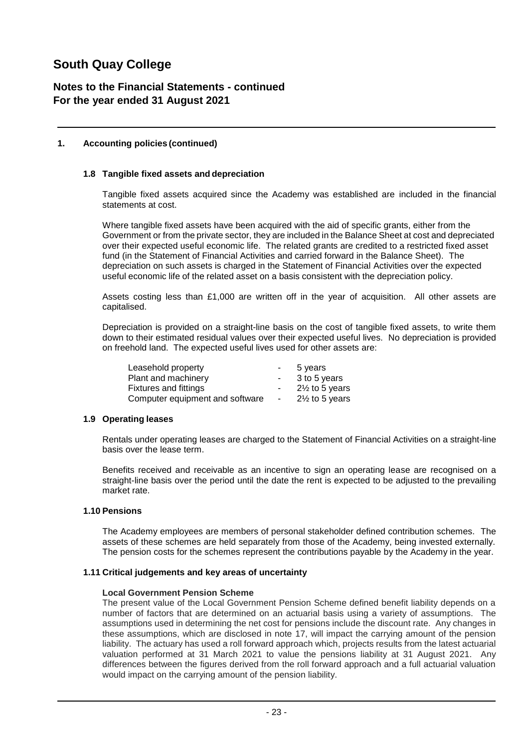# South Quay College

## Notes to the Financial Statements - continued
## For the year ended 31 August 2021

### 1. Accounting policies (continued)

#### 1.8 Tangible fixed assets and depreciation

Tangible fixed assets acquired since the Academy was established are included in the financial statements at cost.

Where tangible fixed assets have been acquired with the aid of specific grants, either from the Government or from the private sector, they are included in the Balance Sheet at cost and depreciated over their expected useful economic life. The related grants are credited to a restricted fixed asset fund (in the Statement of Financial Activities and carried forward in the Balance Sheet). The depreciation on such assets is charged in the Statement of Financial Activities over the expected useful economic life of the related asset on a basis consistent with the depreciation policy.

Assets costing less than £1,000 are written off in the year of acquisition. All other assets are capitalised.

Depreciation is provided on a straight-line basis on the cost of tangible fixed assets, to write them down to their estimated residual values over their expected useful lives. No depreciation is provided on freehold land. The expected useful lives used for other assets are:

| | | |
|---|---|---|
| Leasehold property | - | 5 years |
| Plant and machinery | - | 3 to 5 years |
| Fixtures and fittings | - | 2½ to 5 years |
| Computer equipment and software | - | 2½ to 5 years |

#### 1.9 Operating leases

Rentals under operating leases are charged to the Statement of Financial Activities on a straight-line basis over the lease term.

Benefits received and receivable as an incentive to sign an operating lease are recognised on a straight-line basis over the period until the date the rent is expected to be adjusted to the prevailing market rate.

#### 1.10 Pensions

The Academy employees are members of personal stakeholder defined contribution schemes. The assets of these schemes are held separately from those of the Academy, being invested externally. The pension costs for the schemes represent the contributions payable by the Academy in the year.

#### 1.11 Critical judgements and key areas of uncertainty

**Local Government Pension Scheme**

The present value of the Local Government Pension Scheme defined benefit liability depends on a number of factors that are determined on an actuarial basis using a variety of assumptions. The assumptions used in determining the net cost for pensions include the discount rate. Any changes in these assumptions, which are disclosed in note 17, will impact the carrying amount of the pension liability. The actuary has used a roll forward approach which, projects results from the latest actuarial valuation performed at 31 March 2021 to value the pensions liability at 31 August 2021. Any differences between the figures derived from the roll forward approach and a full actuarial valuation would impact on the carrying amount of the pension liability.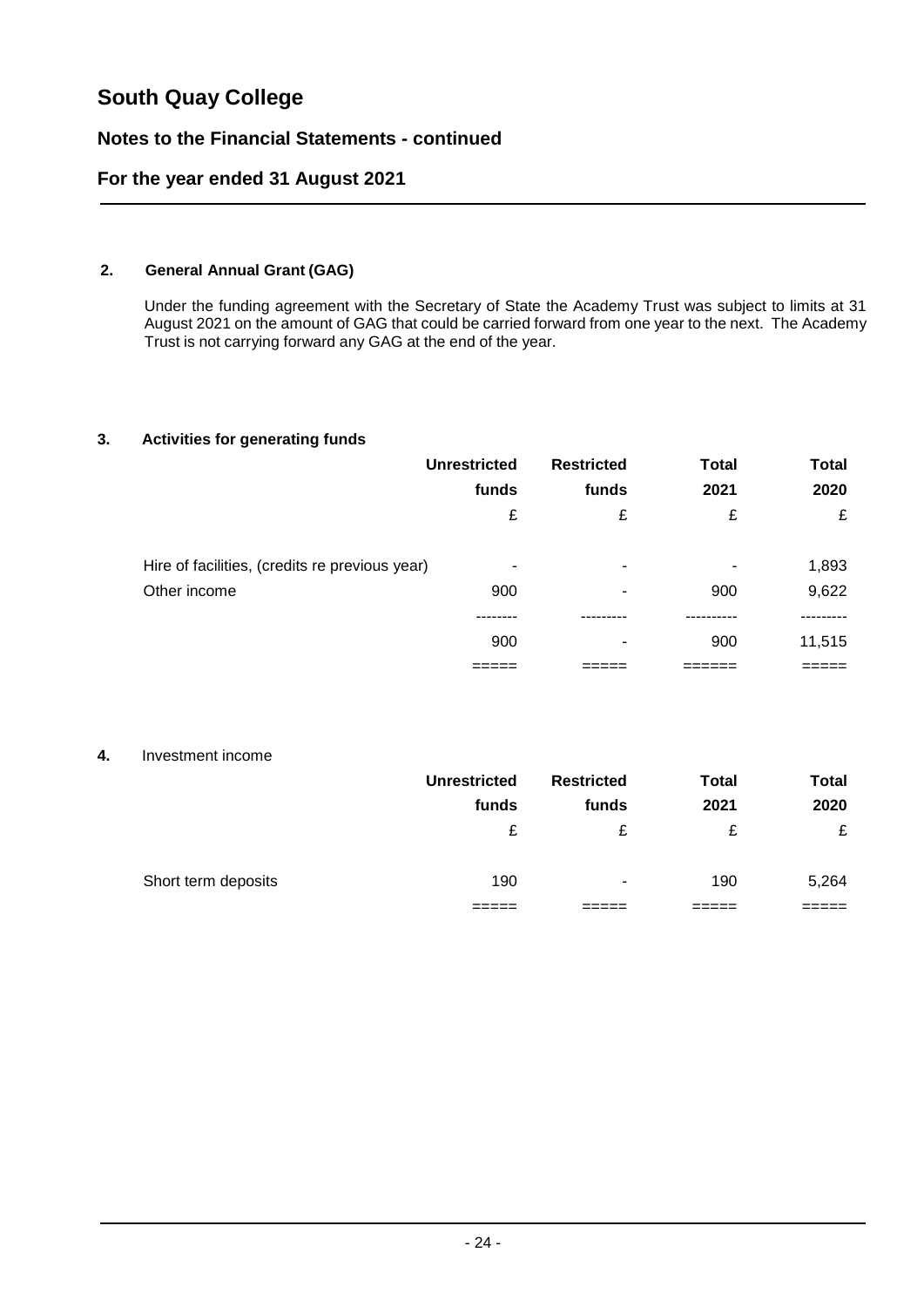# South Quay College

## Notes to the Financial Statements - continued

## For the year ended 31 August 2021

### 2. General Annual Grant (GAG)

Under the funding agreement with the Secretary of State the Academy Trust was subject to limits at 31 August 2021 on the amount of GAG that could be carried forward from one year to the next. The Academy Trust is not carrying forward any GAG at the end of the year.

### 3. Activities for generating funds

| | Unrestricted funds | Restricted funds | Total 2021 | Total 2020 |
|---|---|---|---|---|
| | £ | £ | £ | £ |
| Hire of facilities, (credits re previous year) | - | - | - | 1,893 |
| Other income | 900 | - | 900 | 9,622 |
| | 900 | - | 900 | 11,515 |

### 4. Investment income

| | Unrestricted funds | Restricted funds | Total 2021 | Total 2020 |
|---|---|---|---|---|
| | £ | £ | £ | £ |
| Short term deposits | 190 | - | 190 | 5,264 |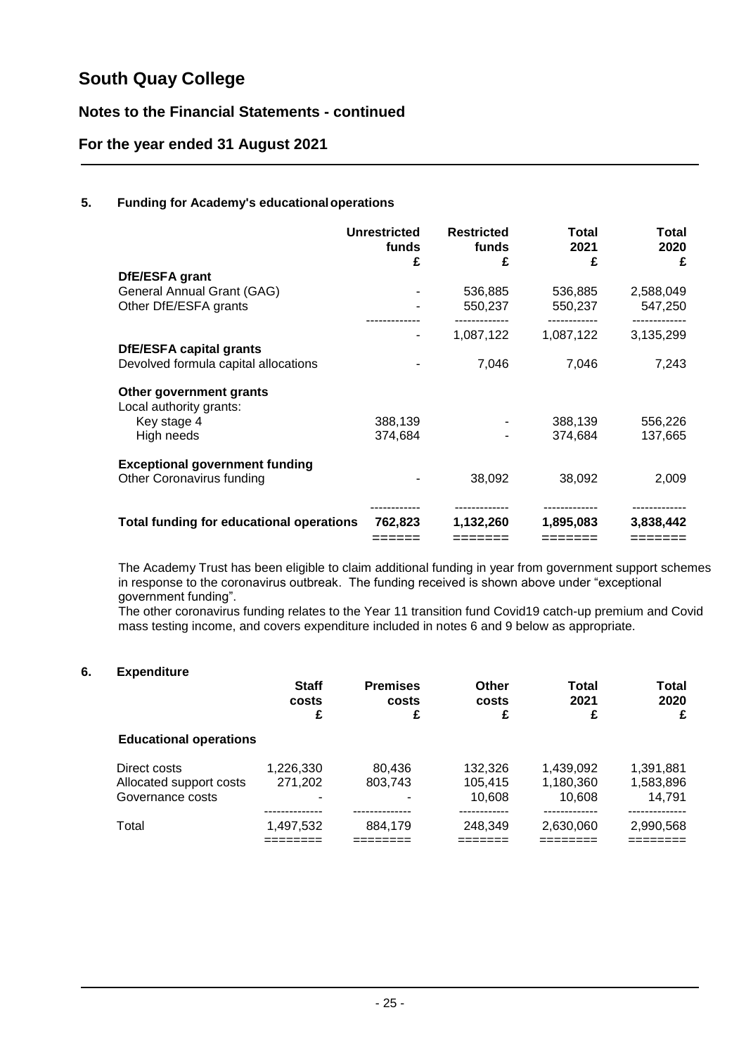# South Quay College

## Notes to the Financial Statements - continued

## For the year ended 31 August 2021

### 5. Funding for Academy's educational operations

| | Unrestricted funds £ | Restricted funds £ | Total 2021 £ | Total 2020 £ |
|---|---|---|---|---|
| **DfE/ESFA grant** | | | | |
| General Annual Grant (GAG) | - | 536,885 | 536,885 | 2,588,049 |
| Other DfE/ESFA grants | - | 550,237 | 550,237 | 547,250 |
| | - | 1,087,122 | 1,087,122 | 3,135,299 |
| **DfE/ESFA capital grants** | | | | |
| Devolved formula capital allocations | - | 7,046 | 7,046 | 7,243 |
| **Other government grants** | | | | |
| Local authority grants: | | | | |
| Key stage 4 | 388,139 | - | 388,139 | 556,226 |
| High needs | 374,684 | - | 374,684 | 137,665 |
| **Exceptional government funding** | | | | |
| Other Coronavirus funding | - | 38,092 | 38,092 | 2,009 |
| **Total funding for educational operations** | **762,823** | **1,132,260** | **1,895,083** | **3,838,442** |

The Academy Trust has been eligible to claim additional funding in year from government support schemes in response to the coronavirus outbreak. The funding received is shown above under "exceptional government funding".

The other coronavirus funding relates to the Year 11 transition fund Covid19 catch-up premium and Covid mass testing income, and covers expenditure included in notes 6 and 9 below as appropriate.

### 6. Expenditure

| | Staff costs £ | Premises costs £ | Other costs £ | Total 2021 £ | Total 2020 £ |
|---|---|---|---|---|---|
| **Educational operations** | | | | | |
| Direct costs | 1,226,330 | 80,436 | 132,326 | 1,439,092 | 1,391,881 |
| Allocated support costs | 271,202 | 803,743 | 105,415 | 1,180,360 | 1,583,896 |
| Governance costs | - | - | 10,608 | 10,608 | 14,791 |
| Total | 1,497,532 | 884,179 | 248,349 | 2,630,060 | 2,990,568 |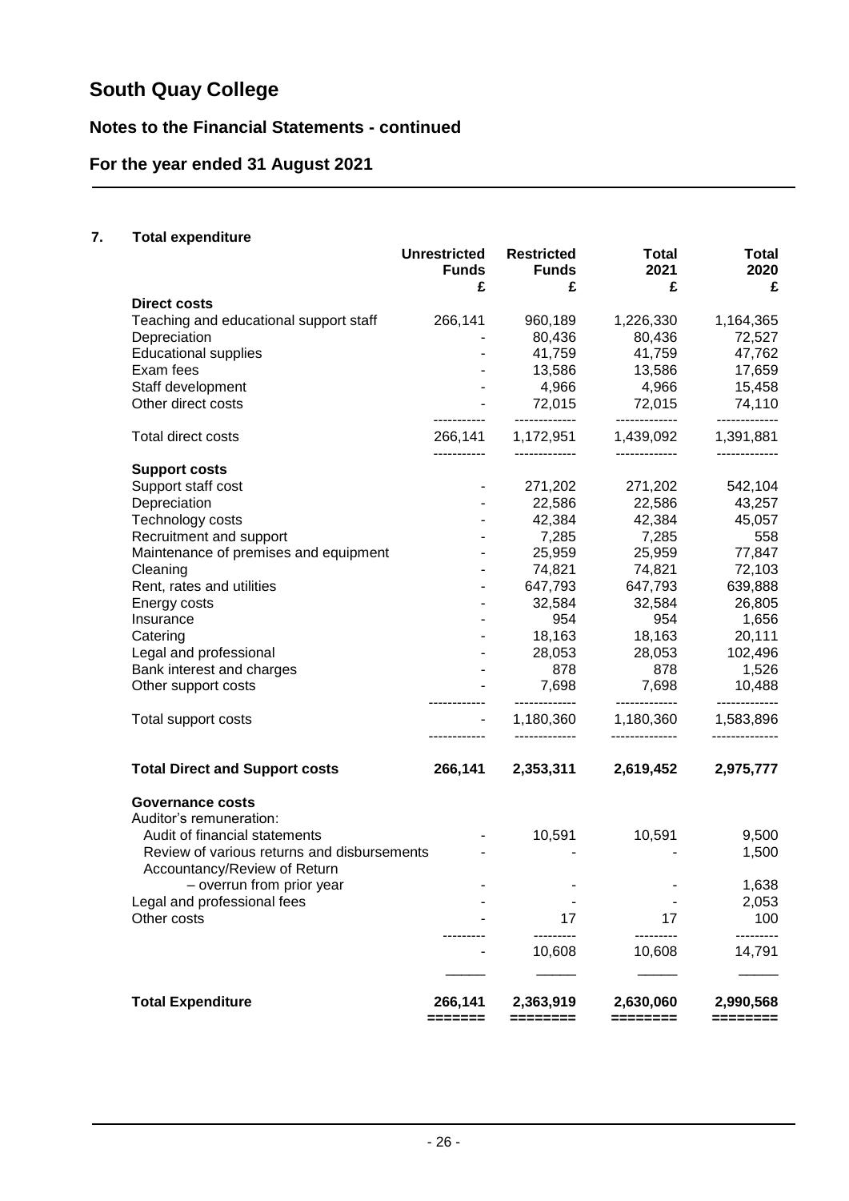# South Quay College

## Notes to the Financial Statements - continued

## For the year ended 31 August 2021

### 7. Total expenditure

| | Unrestricted Funds £ | Restricted Funds £ | Total 2021 £ | Total 2020 £ |
|---|---|---|---|---|
| **Direct costs** | | | | |
| Teaching and educational support staff | 266,141 | 960,189 | 1,226,330 | 1,164,365 |
| Depreciation | - | 80,436 | 80,436 | 72,527 |
| Educational supplies | - | 41,759 | 41,759 | 47,762 |
| Exam fees | - | 13,586 | 13,586 | 17,659 |
| Staff development | - | 4,966 | 4,966 | 15,458 |
| Other direct costs | - | 72,015 | 72,015 | 74,110 |
| Total direct costs | 266,141 | 1,172,951 | 1,439,092 | 1,391,881 |
| **Support costs** | | | | |
| Support staff cost | - | 271,202 | 271,202 | 542,104 |
| Depreciation | - | 22,586 | 22,586 | 43,257 |
| Technology costs | - | 42,384 | 42,384 | 45,057 |
| Recruitment and support | - | 7,285 | 7,285 | 558 |
| Maintenance of premises and equipment | - | 25,959 | 25,959 | 77,847 |
| Cleaning | - | 74,821 | 74,821 | 72,103 |
| Rent, rates and utilities | - | 647,793 | 647,793 | 639,888 |
| Energy costs | - | 32,584 | 32,584 | 26,805 |
| Insurance | - | 954 | 954 | 1,656 |
| Catering | - | 18,163 | 18,163 | 20,111 |
| Legal and professional | - | 28,053 | 28,053 | 102,496 |
| Bank interest and charges | - | 878 | 878 | 1,526 |
| Other support costs | - | 7,698 | 7,698 | 10,488 |
| Total support costs | - | 1,180,360 | 1,180,360 | 1,583,896 |
| **Total Direct and Support costs** | **266,141** | **2,353,311** | **2,619,452** | **2,975,777** |
| **Governance costs** | | | | |
| Auditor's remuneration: | | | | |
| Audit of financial statements | - | 10,591 | 10,591 | 9,500 |
| Review of various returns and disbursements | - | - | - | 1,500 |
| Accountancy/Review of Return – overrun from prior year | - | - | - | 1,638 |
| Legal and professional fees | - | - | - | 2,053 |
| Other costs | - | 17 | 17 | 100 |
| | - | 10,608 | 10,608 | 14,791 |
| **Total Expenditure** | **266,141** | **2,363,919** | **2,630,060** | **2,990,568** |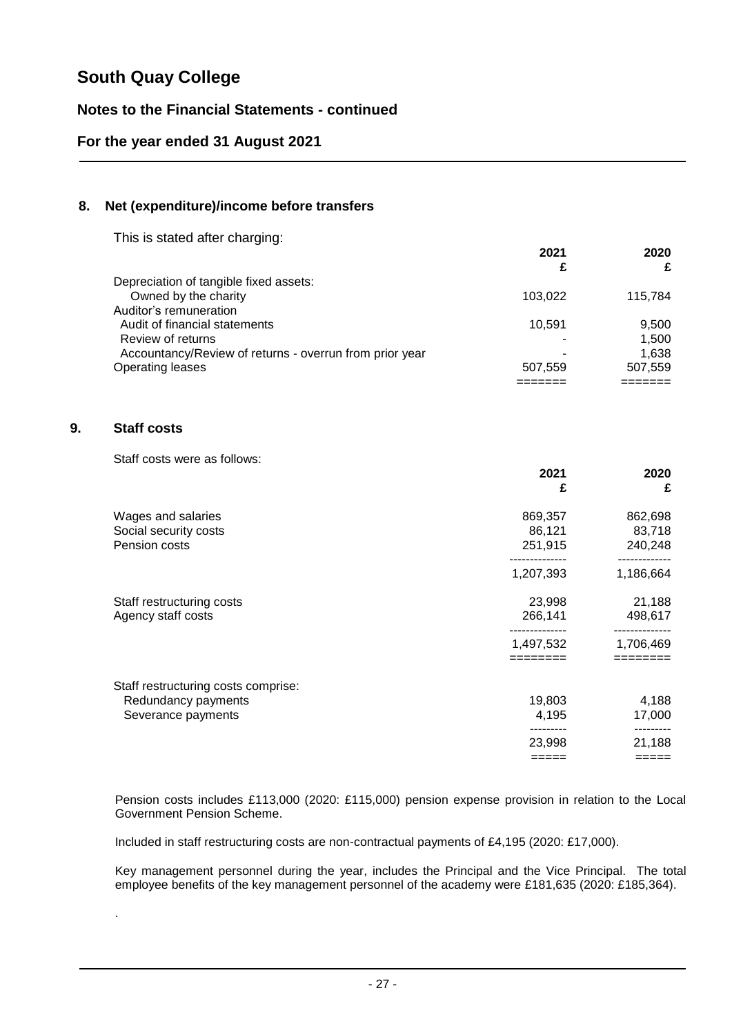# South Quay College

## Notes to the Financial Statements - continued

## For the year ended 31 August 2021

### 8. Net (expenditure)/income before transfers

This is stated after charging:

| | 2021 £ | 2020 £ |
|---|---|---|
| Depreciation of tangible fixed assets: | | |
| Owned by the charity | 103,022 | 115,784 |
| Auditor's remuneration | | |
| Audit of financial statements | 10,591 | 9,500 |
| Review of returns | - | 1,500 |
| Accountancy/Review of returns - overrun from prior year | - | 1,638 |
| Operating leases | 507,559 | 507,559 |

### 9. Staff costs

Staff costs were as follows:

| | 2021 £ | 2020 £ |
|---|---|---|
| Wages and salaries | 869,357 | 862,698 |
| Social security costs | 86,121 | 83,718 |
| Pension costs | 251,915 | 240,248 |
| | 1,207,393 | 1,186,664 |
| Staff restructuring costs | 23,998 | 21,188 |
| Agency staff costs | 266,141 | 498,617 |
| | 1,497,532 | 1,706,469 |
| Staff restructuring costs comprise: | | |
| Redundancy payments | 19,803 | 4,188 |
| Severance payments | 4,195 | 17,000 |
| | 23,998 | 21,188 |

Pension costs includes £113,000 (2020: £115,000) pension expense provision in relation to the Local Government Pension Scheme.

Included in staff restructuring costs are non-contractual payments of £4,195 (2020: £17,000).

Key management personnel during the year, includes the Principal and the Vice Principal. The total employee benefits of the key management personnel of the academy were £181,635 (2020: £185,364).

.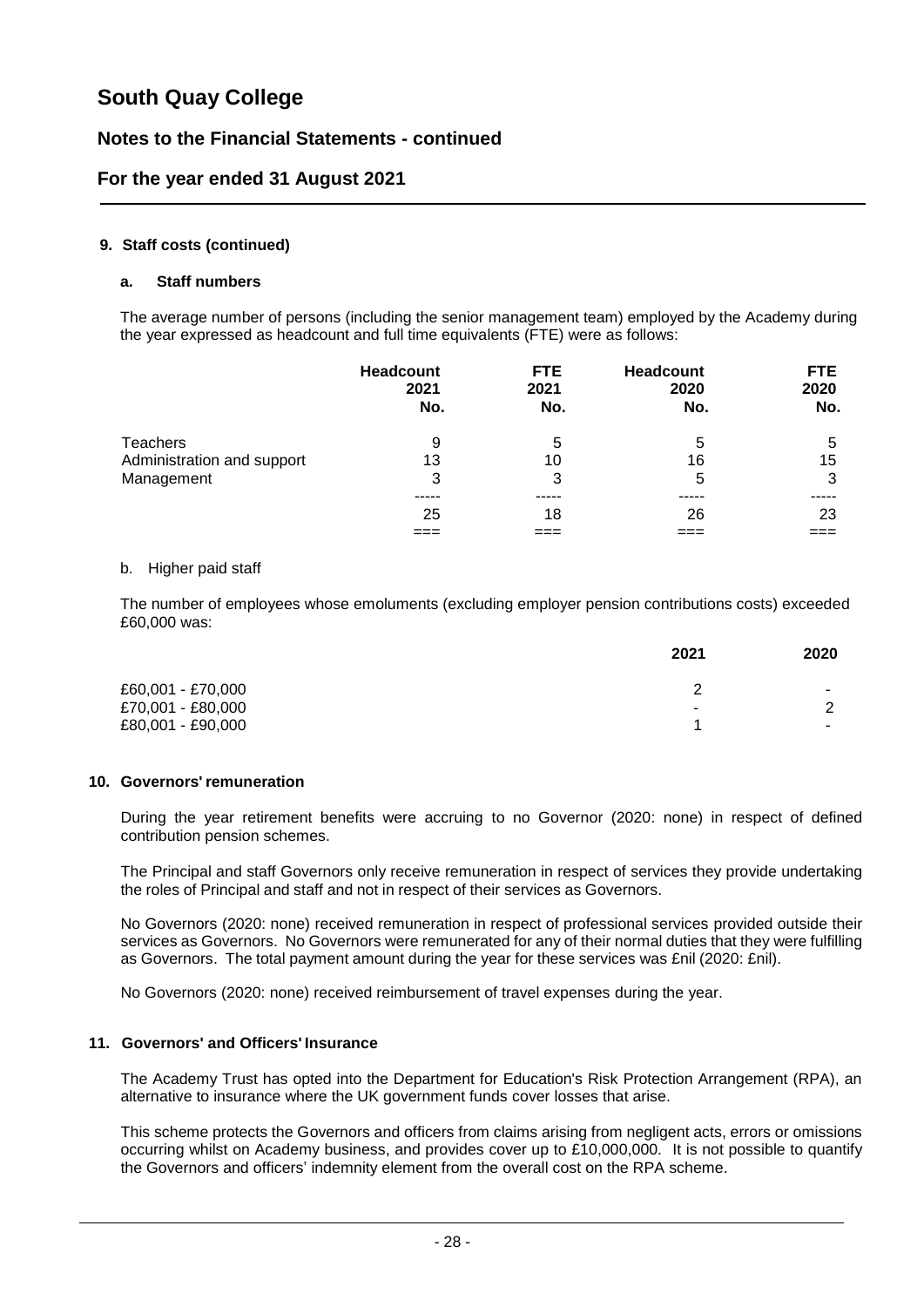# South Quay College

## Notes to the Financial Statements - continued

## For the year ended 31 August 2021

### 9. Staff costs (continued)

#### a. Staff numbers

The average number of persons (including the senior management team) employed by the Academy during the year expressed as headcount and full time equivalents (FTE) were as follows:

| | Headcount 2021 No. | FTE 2021 No. | Headcount 2020 No. | FTE 2020 No. |
|---|---|---|---|---|
| Teachers | 9 | 5 | 5 | 5 |
| Administration and support | 13 | 10 | 16 | 15 |
| Management | 3 | 3 | 5 | 3 |
| | 25 | 18 | 26 | 23 |

b. Higher paid staff

The number of employees whose emoluments (excluding employer pension contributions costs) exceeded £60,000 was:

| | 2021 | 2020 |
|---|---|---|
| £60,001 - £70,000 | 2 | - |
| £70,001 - £80,000 | - | 2 |
| £80,001 - £90,000 | 1 | - |

### 10. Governors' remuneration

During the year retirement benefits were accruing to no Governor (2020: none) in respect of defined contribution pension schemes.

The Principal and staff Governors only receive remuneration in respect of services they provide undertaking the roles of Principal and staff and not in respect of their services as Governors.

No Governors (2020: none) received remuneration in respect of professional services provided outside their services as Governors. No Governors were remunerated for any of their normal duties that they were fulfilling as Governors. The total payment amount during the year for these services was £nil (2020: £nil).

No Governors (2020: none) received reimbursement of travel expenses during the year.

### 11. Governors' and Officers' Insurance

The Academy Trust has opted into the Department for Education's Risk Protection Arrangement (RPA), an alternative to insurance where the UK government funds cover losses that arise.

This scheme protects the Governors and officers from claims arising from negligent acts, errors or omissions occurring whilst on Academy business, and provides cover up to £10,000,000. It is not possible to quantify the Governors and officers' indemnity element from the overall cost on the RPA scheme.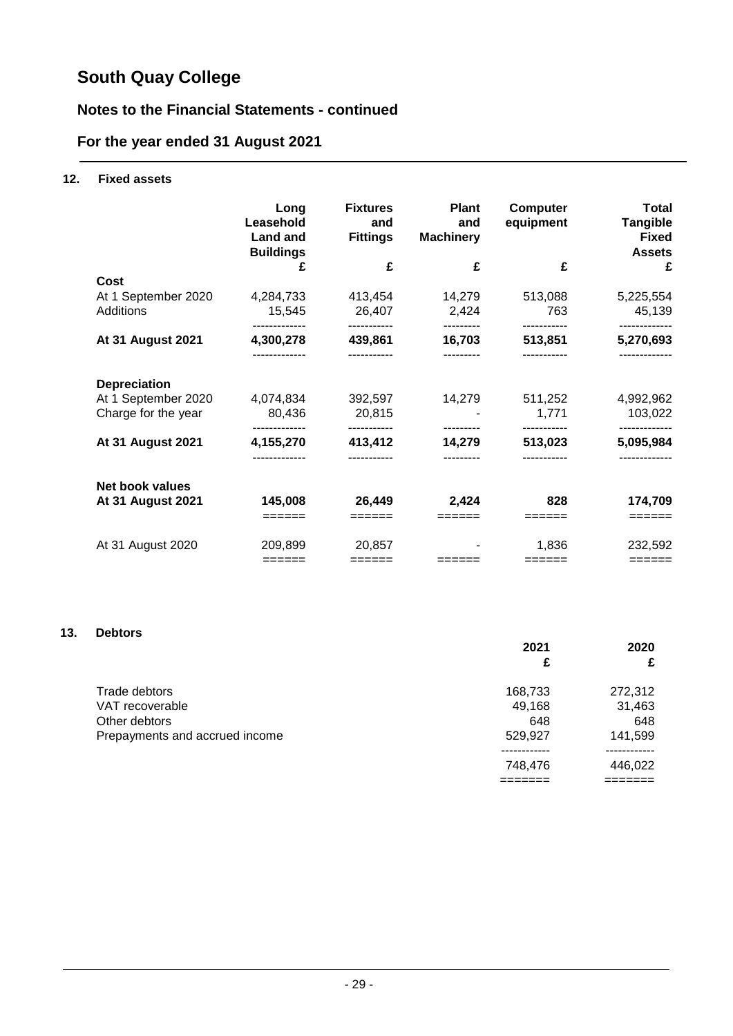# South Quay College

## Notes to the Financial Statements - continued

## For the year ended 31 August 2021

### 12. Fixed assets

| | Long Leasehold Land and Buildings | Fixtures and Fittings | Plant and Machinery | Computer equipment | Total Tangible Fixed Assets |
|---|---|---|---|---|---|
| | £ | £ | £ | £ | £ |
| **Cost** | | | | | |
| At 1 September 2020 | 4,284,733 | 413,454 | 14,279 | 513,088 | 5,225,554 |
| Additions | 15,545 | 26,407 | 2,424 | 763 | 45,139 |
| **At 31 August 2021** | **4,300,278** | **439,861** | **16,703** | **513,851** | **5,270,693** |
| **Depreciation** | | | | | |
| At 1 September 2020 | 4,074,834 | 392,597 | 14,279 | 511,252 | 4,992,962 |
| Charge for the year | 80,436 | 20,815 | - | 1,771 | 103,022 |
| **At 31 August 2021** | **4,155,270** | **413,412** | **14,279** | **513,023** | **5,095,984** |
| **Net book values** | | | | | |
| **At 31 August 2021** | **145,008** | **26,449** | **2,424** | **828** | **174,709** |
| At 31 August 2020 | 209,899 | 20,857 | - | 1,836 | 232,592 |

### 13. Debtors

| | 2021 | 2020 |
|---|---|---|
| | £ | £ |
| Trade debtors | 168,733 | 272,312 |
| VAT recoverable | 49,168 | 31,463 |
| Other debtors | 648 | 648 |
| Prepayments and accrued income | 529,927 | 141,599 |
| | 748,476 | 446,022 |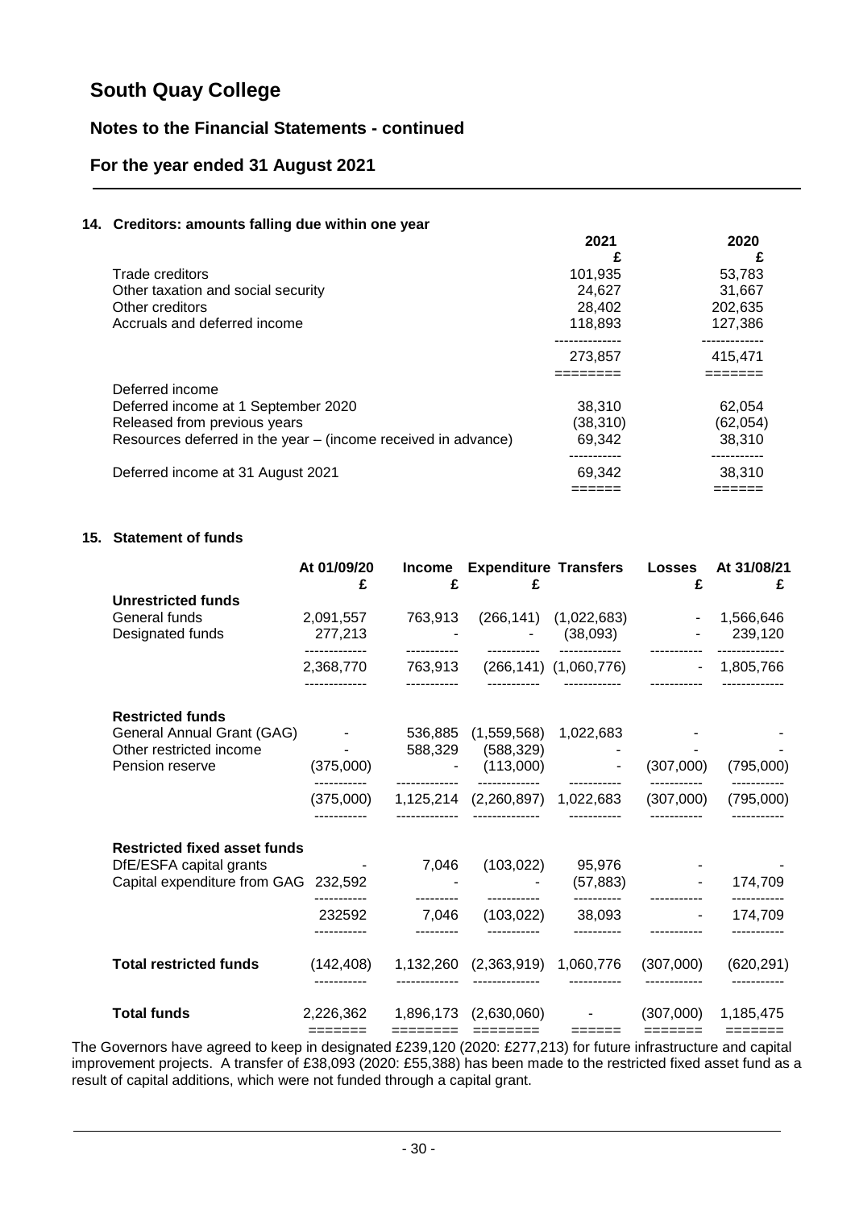# South Quay College

## Notes to the Financial Statements - continued

## For the year ended 31 August 2021

### 14. Creditors: amounts falling due within one year

| | 2021 £ | 2020 £ |
|---|---|---|
| Trade creditors | 101,935 | 53,783 |
| Other taxation and social security | 24,627 | 31,667 |
| Other creditors | 28,402 | 202,635 |
| Accruals and deferred income | 118,893 | 127,386 |
| | 273,857 | 415,471 |
| Deferred income | | |
| Deferred income at 1 September 2020 | 38,310 | 62,054 |
| Released from previous years | (38,310) | (62,054) |
| Resources deferred in the year – (income received in advance) | 69,342 | 38,310 |
| Deferred income at 31 August 2021 | 69,342 | 38,310 |

### 15. Statement of funds

| | At 01/09/20 £ | Income £ | Expenditure £ | Transfers | Losses £ | At 31/08/21 £ |
|---|---|---|---|---|---|---|
| **Unrestricted funds** | | | | | | |
| General funds | 2,091,557 | 763,913 | (266,141) | (1,022,683) | - | 1,566,646 |
| Designated funds | 277,213 | - | - | (38,093) | - | 239,120 |
| | 2,368,770 | 763,913 | (266,141) | (1,060,776) | - | 1,805,766 |
| **Restricted funds** | | | | | | |
| General Annual Grant (GAG) | - | 536,885 | (1,559,568) | 1,022,683 | - | - |
| Other restricted income | - | 588,329 | (588,329) | - | - | - |
| Pension reserve | (375,000) | - | (113,000) | - | (307,000) | (795,000) |
| | (375,000) | 1,125,214 | (2,260,897) | 1,022,683 | (307,000) | (795,000) |
| **Restricted fixed asset funds** | | | | | | |
| DfE/ESFA capital grants | - | 7,046 | (103,022) | 95,976 | - | - |
| Capital expenditure from GAG | 232,592 | - | - | (57,883) | - | 174,709 |
| | 232592 | 7,046 | (103,022) | 38,093 | - | 174,709 |
| **Total restricted funds** | (142,408) | 1,132,260 | (2,363,919) | 1,060,776 | (307,000) | (620,291) |
| **Total funds** | 2,226,362 | 1,896,173 | (2,630,060) | - | (307,000) | 1,185,475 |

The Governors have agreed to keep in designated £239,120 (2020: £277,213) for future infrastructure and capital improvement projects. A transfer of £38,093 (2020: £55,388) has been made to the restricted fixed asset fund as a result of capital additions, which were not funded through a capital grant.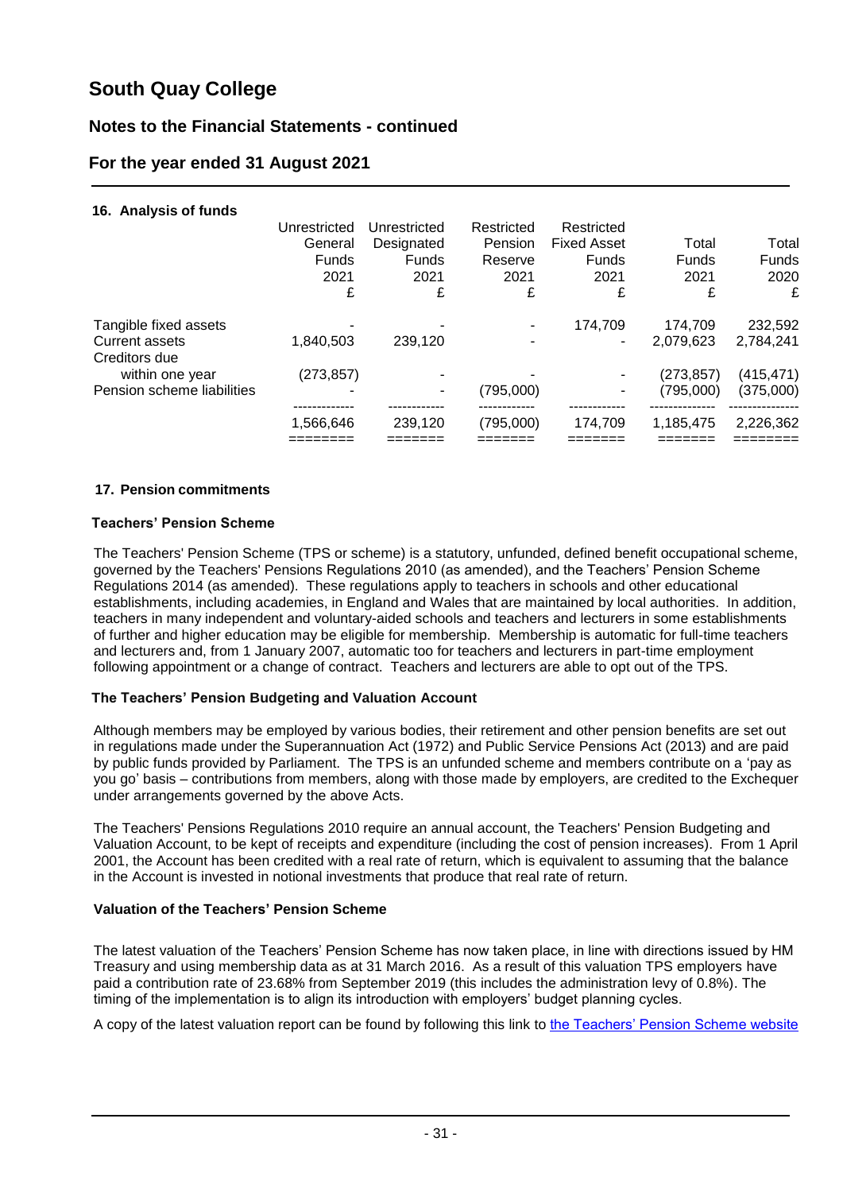## 16. Analysis of funds

| | Unrestricted General Funds 2021 £ | Unrestricted Designated Funds 2021 £ | Restricted Pension Reserve 2021 £ | Restricted Fixed Asset Funds 2021 £ | Total Funds 2021 £ | Total Funds 2020 £ |
|---|---|---|---|---|---|---|
| Tangible fixed assets | - | - | - | 174,709 | 174,709 | 232,592 |
| Current assets | 1,840,503 | 239,120 | - | - | 2,079,623 | 2,784,241 |
| Creditors due within one year | (273,857) | - | - | - | (273,857) | (415,471) |
| Pension scheme liabilities | - | - | (795,000) | - | (795,000) | (375,000) |
| | 1,566,646 | 239,120 | (795,000) | 174,709 | 1,185,475 | 2,226,362 |

## 17. Pension commitments

### Teachers' Pension Scheme

The Teachers' Pension Scheme (TPS or scheme) is a statutory, unfunded, defined benefit occupational scheme, governed by the Teachers' Pensions Regulations 2010 (as amended), and the Teachers' Pension Scheme Regulations 2014 (as amended). These regulations apply to teachers in schools and other educational establishments, including academies, in England and Wales that are maintained by local authorities. In addition, teachers in many independent and voluntary-aided schools and teachers and lecturers in some establishments of further and higher education may be eligible for membership. Membership is automatic for full-time teachers and lecturers and, from 1 January 2007, automatic too for teachers and lecturers in part-time employment following appointment or a change of contract. Teachers and lecturers are able to opt out of the TPS.

### The Teachers' Pension Budgeting and Valuation Account

Although members may be employed by various bodies, their retirement and other pension benefits are set out in regulations made under the Superannuation Act (1972) and Public Service Pensions Act (2013) and are paid by public funds provided by Parliament. The TPS is an unfunded scheme and members contribute on a 'pay as you go' basis – contributions from members, along with those made by employers, are credited to the Exchequer under arrangements governed by the above Acts.

The Teachers' Pensions Regulations 2010 require an annual account, the Teachers' Pension Budgeting and Valuation Account, to be kept of receipts and expenditure (including the cost of pension increases). From 1 April 2001, the Account has been credited with a real rate of return, which is equivalent to assuming that the balance in the Account is invested in notional investments that produce that real rate of return.

### Valuation of the Teachers' Pension Scheme

The latest valuation of the Teachers' Pension Scheme has now taken place, in line with directions issued by HM Treasury and using membership data as at 31 March 2016. As a result of this valuation TPS employers have paid a contribution rate of 23.68% from September 2019 (this includes the administration levy of 0.8%). The timing of the implementation is to align its introduction with employers' budget planning cycles.

A copy of the latest valuation report can be found by following this link to the Teachers' Pension Scheme website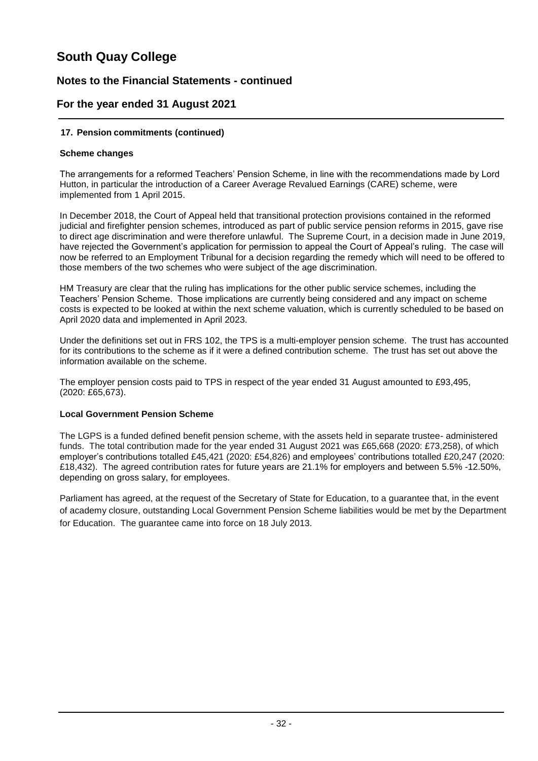# South Quay College

## Notes to the Financial Statements - continued

## For the year ended 31 August 2021

### 17. Pension commitments (continued)

**Scheme changes**

The arrangements for a reformed Teachers' Pension Scheme, in line with the recommendations made by Lord Hutton, in particular the introduction of a Career Average Revalued Earnings (CARE) scheme, were implemented from 1 April 2015.

In December 2018, the Court of Appeal held that transitional protection provisions contained in the reformed judicial and firefighter pension schemes, introduced as part of public service pension reforms in 2015, gave rise to direct age discrimination and were therefore unlawful. The Supreme Court, in a decision made in June 2019, have rejected the Government's application for permission to appeal the Court of Appeal's ruling. The case will now be referred to an Employment Tribunal for a decision regarding the remedy which will need to be offered to those members of the two schemes who were subject of the age discrimination.

HM Treasury are clear that the ruling has implications for the other public service schemes, including the Teachers' Pension Scheme. Those implications are currently being considered and any impact on scheme costs is expected to be looked at within the next scheme valuation, which is currently scheduled to be based on April 2020 data and implemented in April 2023.

Under the definitions set out in FRS 102, the TPS is a multi-employer pension scheme. The trust has accounted for its contributions to the scheme as if it were a defined contribution scheme. The trust has set out above the information available on the scheme.

The employer pension costs paid to TPS in respect of the year ended 31 August amounted to £93,495, (2020: £65,673).

**Local Government Pension Scheme**

The LGPS is a funded defined benefit pension scheme, with the assets held in separate trustee- administered funds. The total contribution made for the year ended 31 August 2021 was £65,668 (2020: £73,258), of which employer's contributions totalled £45,421 (2020: £54,826) and employees' contributions totalled £20,247 (2020: £18,432). The agreed contribution rates for future years are 21.1% for employers and between 5.5% -12.50%, depending on gross salary, for employees.

Parliament has agreed, at the request of the Secretary of State for Education, to a guarantee that, in the event of academy closure, outstanding Local Government Pension Scheme liabilities would be met by the Department for Education. The guarantee came into force on 18 July 2013.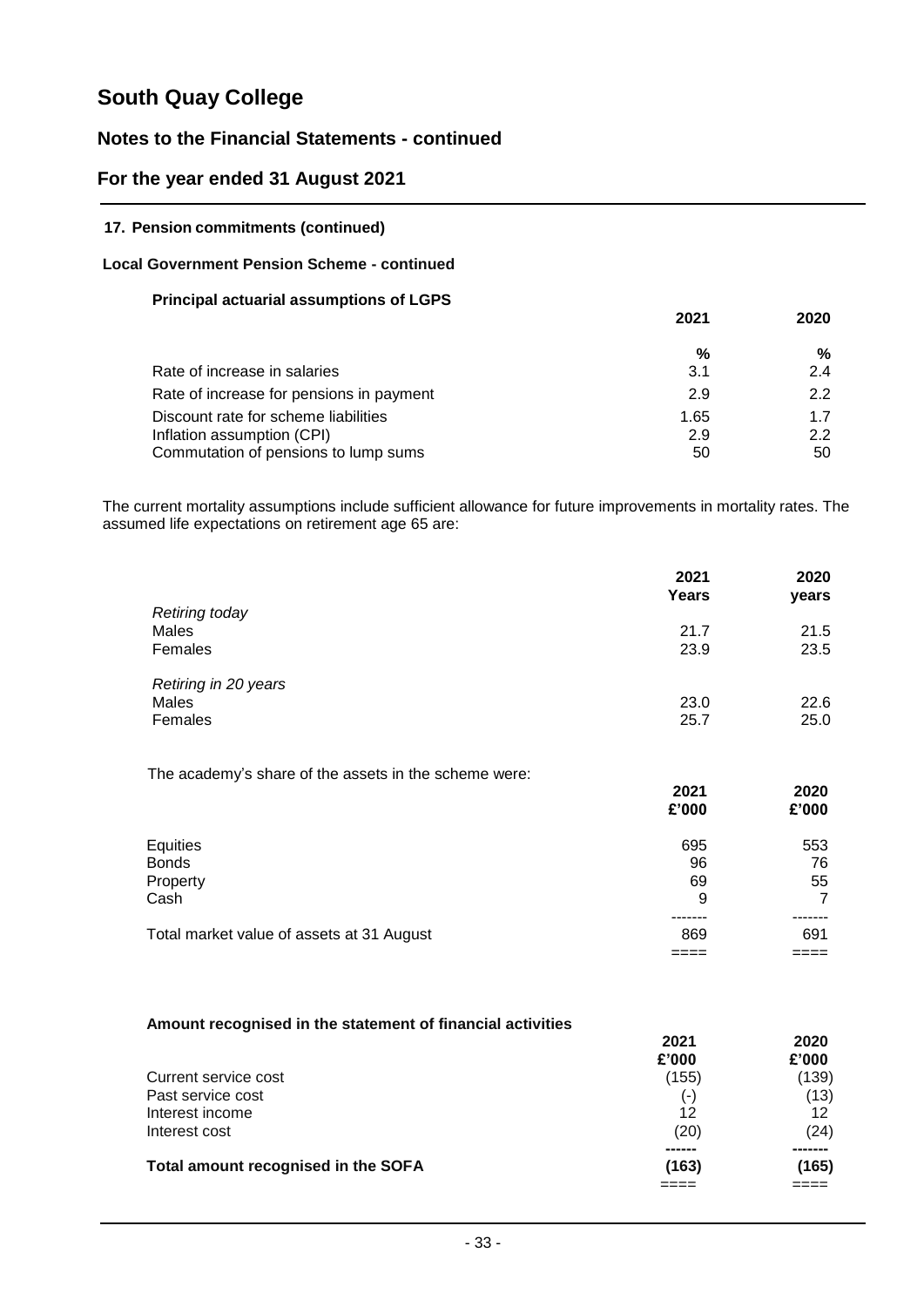# South Quay College

## Notes to the Financial Statements - continued

## For the year ended 31 August 2021

### 17. Pension commitments (continued)

#### Local Government Pension Scheme - continued

**Principal actuarial assumptions of LGPS**

| | 2021 | 2020 |
|---|---|---|
| | % | % |
| Rate of increase in salaries | 3.1 | 2.4 |
| Rate of increase for pensions in payment | 2.9 | 2.2 |
| Discount rate for scheme liabilities | 1.65 | 1.7 |
| Inflation assumption (CPI) | 2.9 | 2.2 |
| Commutation of pensions to lump sums | 50 | 50 |

The current mortality assumptions include sufficient allowance for future improvements in mortality rates. The assumed life expectations on retirement age 65 are:

| | 2021 Years | 2020 years |
|---|---|---|
| *Retiring today* | | |
| Males | 21.7 | 21.5 |
| Females | 23.9 | 23.5 |
| *Retiring in 20 years* | | |
| Males | 23.0 | 22.6 |
| Females | 25.7 | 25.0 |

The academy's share of the assets in the scheme were:

| | 2021 £'000 | 2020 £'000 |
|---|---|---|
| Equities | 695 | 553 |
| Bonds | 96 | 76 |
| Property | 69 | 55 |
| Cash | 9 | 7 |
| Total market value of assets at 31 August | 869 | 691 |

**Amount recognised in the statement of financial activities**

| | 2021 £'000 | 2020 £'000 |
|---|---|---|
| Current service cost | (155) | (139) |
| Past service cost | (-) | (13) |
| Interest income | 12 | 12 |
| Interest cost | (20) | (24) |
| **Total amount recognised in the SOFA** | **(163)** | **(165)** |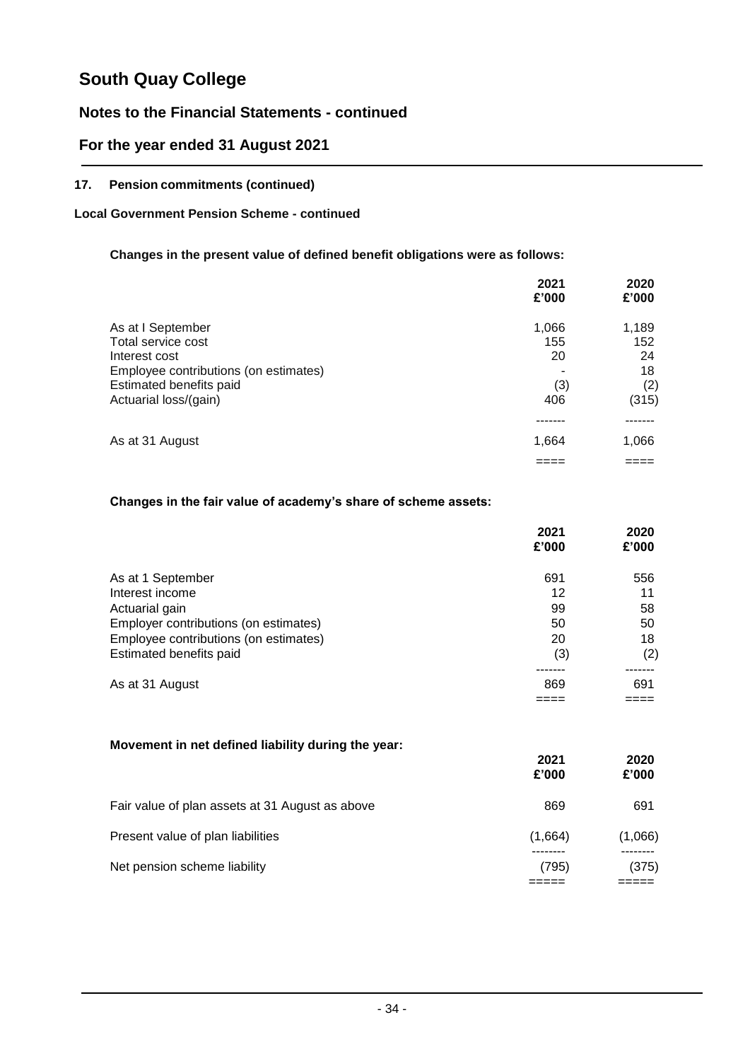# South Quay College

## Notes to the Financial Statements - continued

## For the year ended 31 August 2021

### 17. Pension commitments (continued)

**Local Government Pension Scheme - continued**

**Changes in the present value of defined benefit obligations were as follows:**

| | 2021 £'000 | 2020 £'000 |
|---|---|---|
| As at I September | 1,066 | 1,189 |
| Total service cost | 155 | 152 |
| Interest cost | 20 | 24 |
| Employee contributions (on estimates) | - | 18 |
| Estimated benefits paid | (3) | (2) |
| Actuarial loss/(gain) | 406 | (315) |
| As at 31 August | 1,664 | 1,066 |

**Changes in the fair value of academy's share of scheme assets:**

| | 2021 £'000 | 2020 £'000 |
|---|---|---|
| As at 1 September | 691 | 556 |
| Interest income | 12 | 11 |
| Actuarial gain | 99 | 58 |
| Employer contributions (on estimates) | 50 | 50 |
| Employee contributions (on estimates) | 20 | 18 |
| Estimated benefits paid | (3) | (2) |
| As at 31 August | 869 | 691 |

**Movement in net defined liability during the year:**

| | 2021 £'000 | 2020 £'000 |
|---|---|---|
| Fair value of plan assets at 31 August as above | 869 | 691 |
| Present value of plan liabilities | (1,664) | (1,066) |
| Net pension scheme liability | (795) | (375) |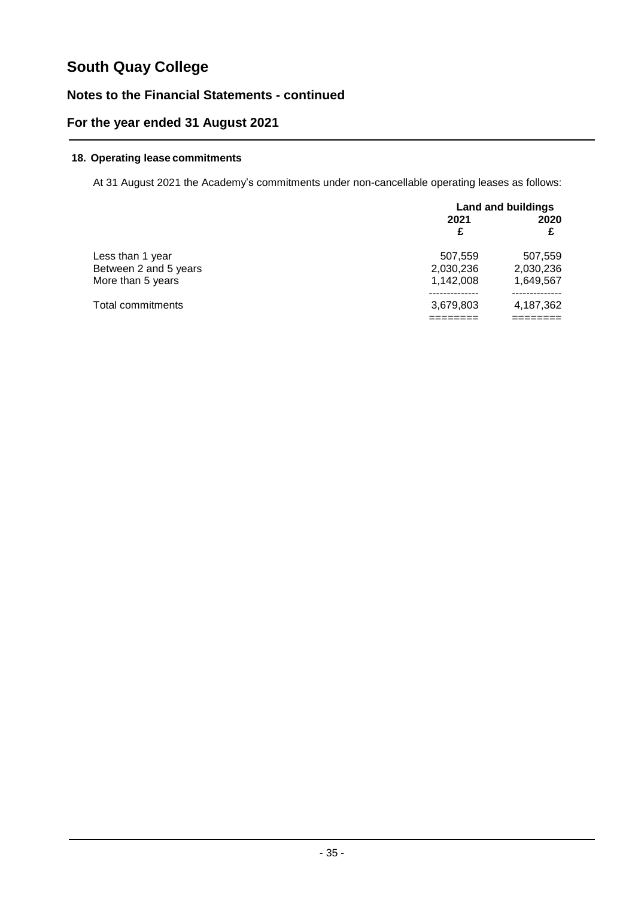# South Quay College

## Notes to the Financial Statements - continued

## For the year ended 31 August 2021

### 18. Operating lease commitments

At 31 August 2021 the Academy's commitments under non-cancellable operating leases as follows:

| | Land and buildings | |
|---|---|---|
| | 2021 £ | 2020 £ |
| Less than 1 year | 507,559 | 507,559 |
| Between 2 and 5 years | 2,030,236 | 2,030,236 |
| More than 5 years | 1,142,008 | 1,649,567 |
| Total commitments | 3,679,803 | 4,187,362 |